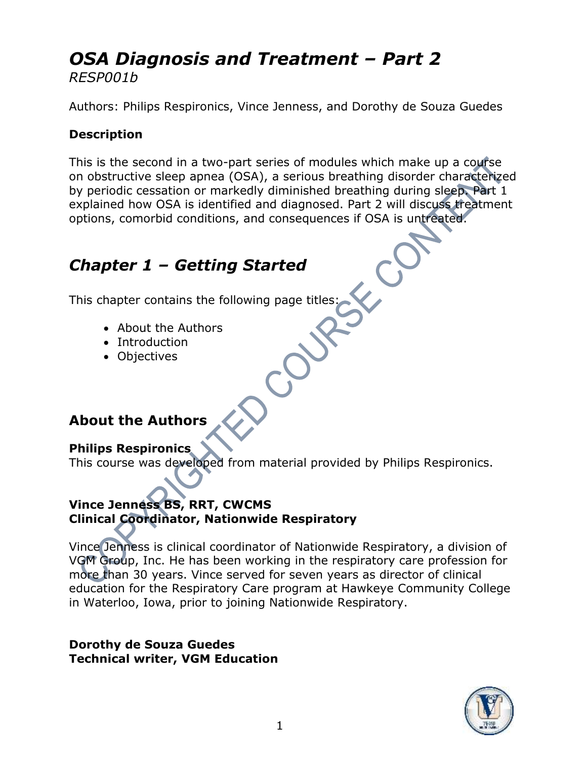# *OSA Diagnosis and Treatment – Part 2*

*RESP001b*

Authors: Philips Respironics, Vince Jenness, and Dorothy de Souza Guedes

### Description

This is the second in a two-part series of modules which make up a course on obstructive sleep apnea (OSA), a serious breathing disorder characterized by periodic cessation or markedly diminished breathing during sleep. Part 1 explained how OSA is identified and diagnosed. Part 2 will discuss treatment options, comorbid conditions, and consequences if OSA is untreated.

## *Chapter 1 – Getting Started*

This chapter contains the following page titles:

- About the Authors
- Introduction
- Objectives

### About the Authors

**Philips Respironics**
This course was developed from material provided by Philips Respironics.

**Vince Jenness BS, RRT, CWCMS**
**Clinical Coordinator, Nationwide Respiratory**

Vince Jenness is clinical coordinator of Nationwide Respiratory, a division of VGM Group, Inc. He has been working in the respiratory care profession for more than 30 years. Vince served for seven years as director of clinical education for the Respiratory Care program at Hawkeye Community College in Waterloo, Iowa, prior to joining Nationwide Respiratory.

**Dorothy de Souza Guedes**
**Technical writer, VGM Education**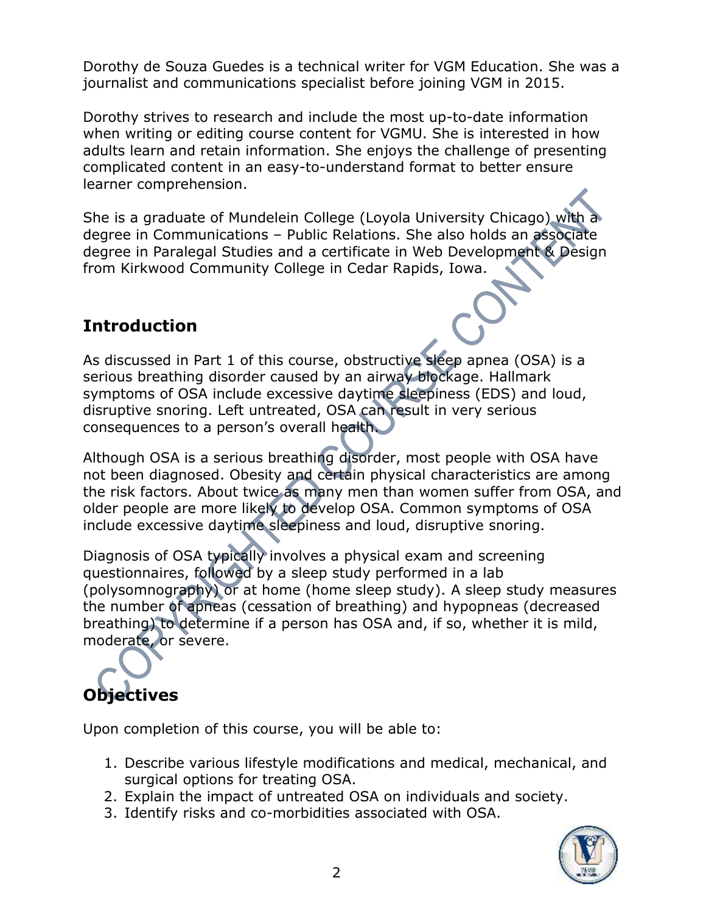Dorothy de Souza Guedes is a technical writer for VGM Education. She was a journalist and communications specialist before joining VGM in 2015.

Dorothy strives to research and include the most up-to-date information when writing or editing course content for VGMU. She is interested in how adults learn and retain information. She enjoys the challenge of presenting complicated content in an easy-to-understand format to better ensure learner comprehension.

She is a graduate of Mundelein College (Loyola University Chicago) with a degree in Communications – Public Relations. She also holds an associate degree in Paralegal Studies and a certificate in Web Development & Design from Kirkwood Community College in Cedar Rapids, Iowa.

## Introduction

As discussed in Part 1 of this course, obstructive sleep apnea (OSA) is a serious breathing disorder caused by an airway blockage. Hallmark symptoms of OSA include excessive daytime sleepiness (EDS) and loud, disruptive snoring. Left untreated, OSA can result in very serious consequences to a person's overall health.

Although OSA is a serious breathing disorder, most people with OSA have not been diagnosed. Obesity and certain physical characteristics are among the risk factors. About twice as many men than women suffer from OSA, and older people are more likely to develop OSA. Common symptoms of OSA include excessive daytime sleepiness and loud, disruptive snoring.

Diagnosis of OSA typically involves a physical exam and screening questionnaires, followed by a sleep study performed in a lab (polysomnography) or at home (home sleep study). A sleep study measures the number of apneas (cessation of breathing) and hypopneas (decreased breathing) to determine if a person has OSA and, if so, whether it is mild, moderate, or severe.

## Objectives

Upon completion of this course, you will be able to:

1. Describe various lifestyle modifications and medical, mechanical, and surgical options for treating OSA.
2. Explain the impact of untreated OSA on individuals and society.
3. Identify risks and co-morbidities associated with OSA.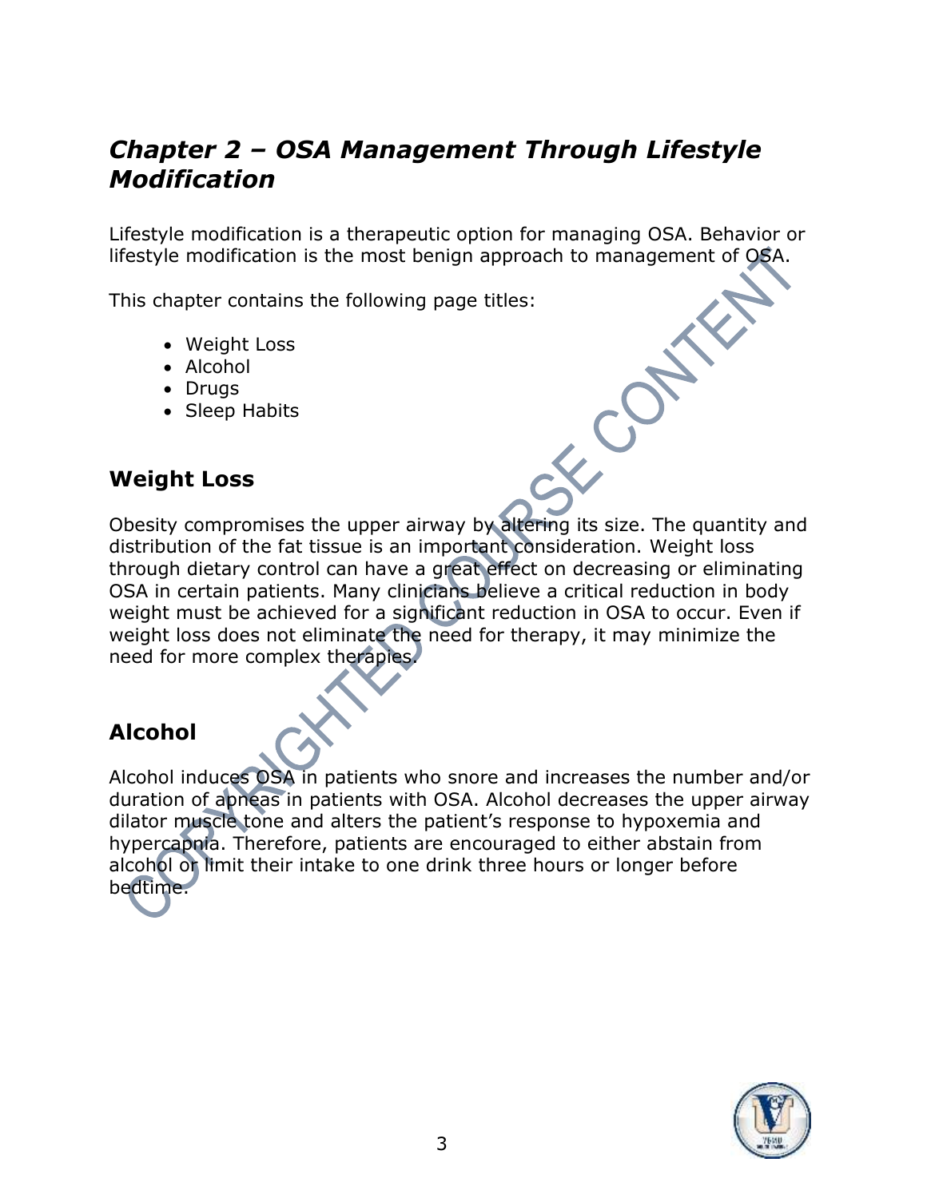## *Chapter 2 – OSA Management Through Lifestyle Modification*

Lifestyle modification is a therapeutic option for managing OSA. Behavior or lifestyle modification is the most benign approach to management of OSA.

This chapter contains the following page titles:

- Weight Loss
- Alcohol
- Drugs
- Sleep Habits

### Weight Loss

Obesity compromises the upper airway by altering its size. The quantity and distribution of the fat tissue is an important consideration. Weight loss through dietary control can have a great effect on decreasing or eliminating OSA in certain patients. Many clinicians believe a critical reduction in body weight must be achieved for a significant reduction in OSA to occur. Even if weight loss does not eliminate the need for therapy, it may minimize the need for more complex therapies.

### Alcohol

Alcohol induces OSA in patients who snore and increases the number and/or duration of apneas in patients with OSA. Alcohol decreases the upper airway dilator muscle tone and alters the patient's response to hypoxemia and hypercapnia. Therefore, patients are encouraged to either abstain from alcohol or limit their intake to one drink three hours or longer before bedtime.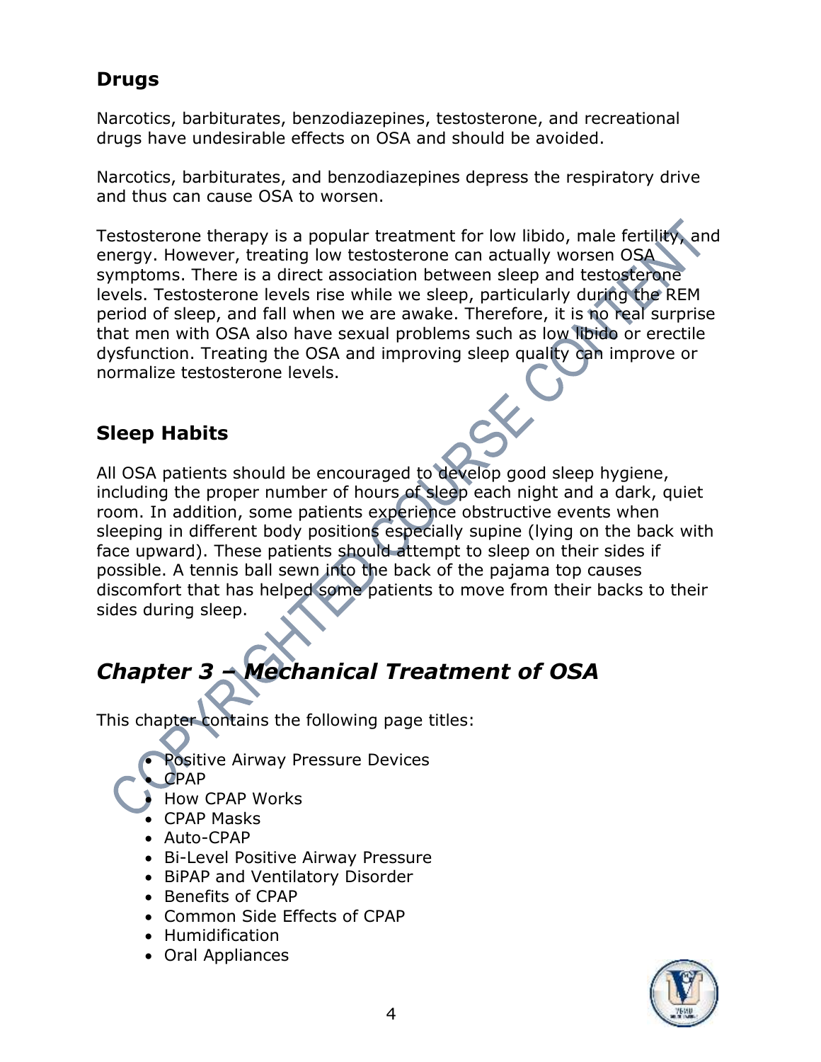## Drugs

Narcotics, barbiturates, benzodiazepines, testosterone, and recreational drugs have undesirable effects on OSA and should be avoided.

Narcotics, barbiturates, and benzodiazepines depress the respiratory drive and thus can cause OSA to worsen.

Testosterone therapy is a popular treatment for low libido, male fertility, and energy. However, treating low testosterone can actually worsen OSA symptoms. There is a direct association between sleep and testosterone levels. Testosterone levels rise while we sleep, particularly during the REM period of sleep, and fall when we are awake. Therefore, it is no real surprise that men with OSA also have sexual problems such as low libido or erectile dysfunction. Treating the OSA and improving sleep quality can improve or normalize testosterone levels.

## Sleep Habits

All OSA patients should be encouraged to develop good sleep hygiene, including the proper number of hours of sleep each night and a dark, quiet room. In addition, some patients experience obstructive events when sleeping in different body positions especially supine (lying on the back with face upward). These patients should attempt to sleep on their sides if possible. A tennis ball sewn into the back of the pajama top causes discomfort that has helped some patients to move from their backs to their sides during sleep.

# *Chapter 3 – Mechanical Treatment of OSA*

This chapter contains the following page titles:

- Positive Airway Pressure Devices
- CPAP
- How CPAP Works
- CPAP Masks
- Auto-CPAP
- Bi-Level Positive Airway Pressure
- BiPAP and Ventilatory Disorder
- Benefits of CPAP
- Common Side Effects of CPAP
- Humidification
- Oral Appliances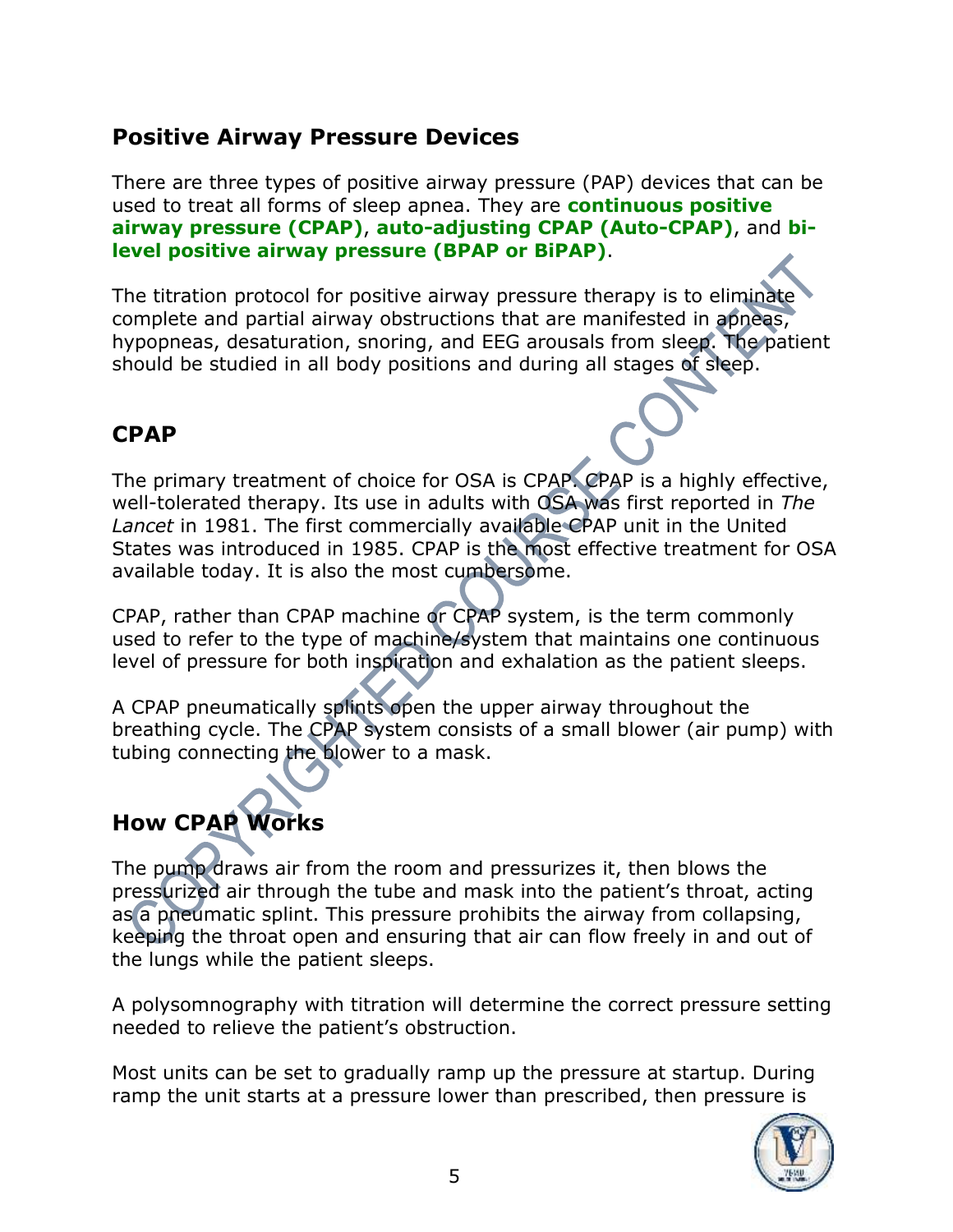## Positive Airway Pressure Devices

There are three types of positive airway pressure (PAP) devices that can be used to treat all forms of sleep apnea. They are **continuous positive airway pressure (CPAP)**, **auto-adjusting CPAP (Auto-CPAP)**, and **bi-level positive airway pressure (BPAP or BiPAP)**.

The titration protocol for positive airway pressure therapy is to eliminate complete and partial airway obstructions that are manifested in apneas, hypopneas, desaturation, snoring, and EEG arousals from sleep. The patient should be studied in all body positions and during all stages of sleep.

## CPAP

The primary treatment of choice for OSA is CPAP. CPAP is a highly effective, well-tolerated therapy. Its use in adults with OSA was first reported in *The Lancet* in 1981. The first commercially available CPAP unit in the United States was introduced in 1985. CPAP is the most effective treatment for OSA available today. It is also the most cumbersome.

CPAP, rather than CPAP machine or CPAP system, is the term commonly used to refer to the type of machine/system that maintains one continuous level of pressure for both inspiration and exhalation as the patient sleeps.

A CPAP pneumatically splints open the upper airway throughout the breathing cycle. The CPAP system consists of a small blower (air pump) with tubing connecting the blower to a mask.

## How CPAP Works

The pump draws air from the room and pressurizes it, then blows the pressurized air through the tube and mask into the patient's throat, acting as a pneumatic splint. This pressure prohibits the airway from collapsing, keeping the throat open and ensuring that air can flow freely in and out of the lungs while the patient sleeps.

A polysomnography with titration will determine the correct pressure setting needed to relieve the patient's obstruction.

Most units can be set to gradually ramp up the pressure at startup. During ramp the unit starts at a pressure lower than prescribed, then pressure is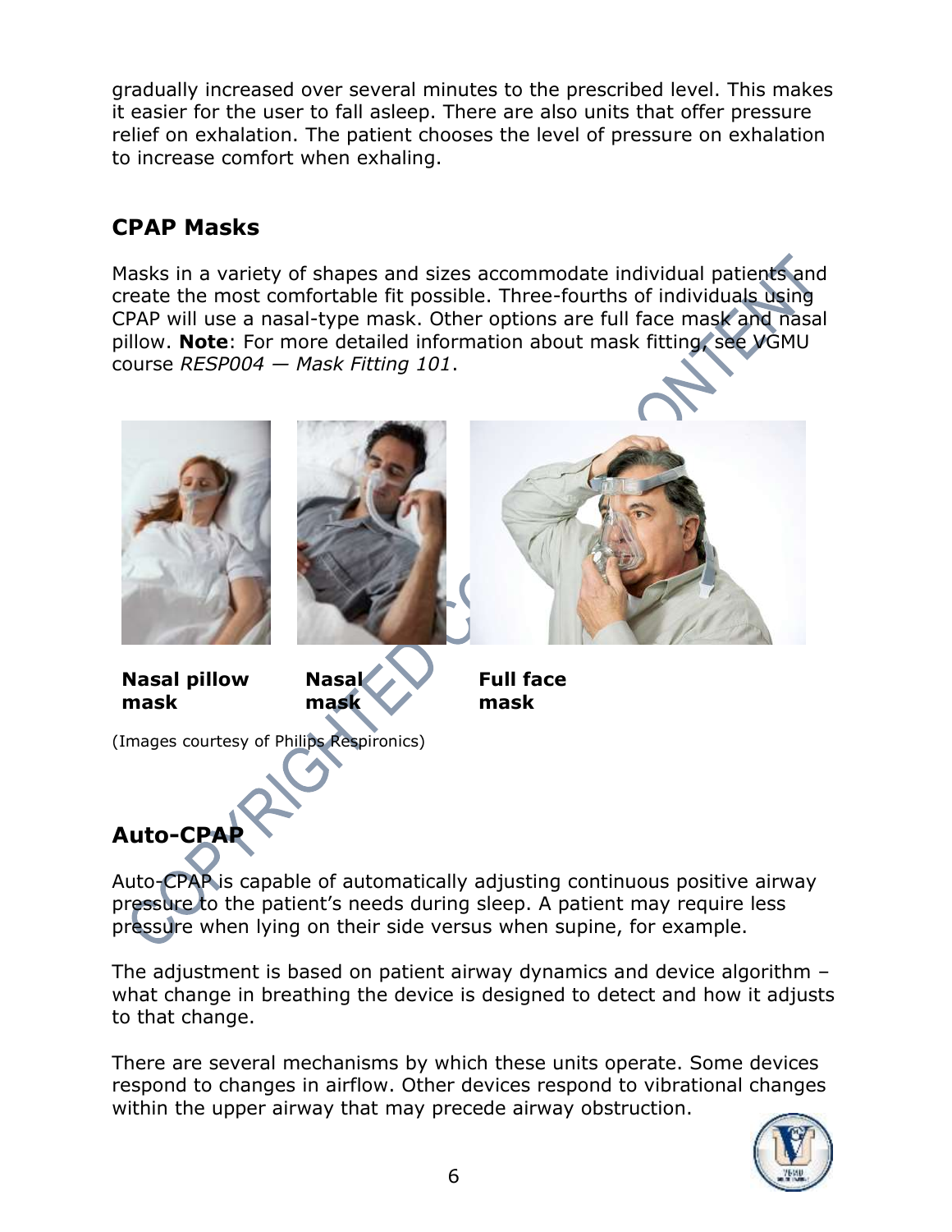gradually increased over several minutes to the prescribed level. This makes it easier for the user to fall asleep. There are also units that offer pressure relief on exhalation. The patient chooses the level of pressure on exhalation to increase comfort when exhaling.

## CPAP Masks

Masks in a variety of shapes and sizes accommodate individual patients and create the most comfortable fit possible. Three-fourths of individuals using CPAP will use a nasal-type mask. Other options are full face mask and nasal pillow. **Note**: For more detailed information about mask fitting, see VGMU course *RESP004 — Mask Fitting 101*.

**Nasal pillow mask** **Nasal mask** **Full face mask**

(Images courtesy of Philips Respironics)

## Auto-CPAP

Auto-CPAP is capable of automatically adjusting continuous positive airway pressure to the patient's needs during sleep. A patient may require less pressure when lying on their side versus when supine, for example.

The adjustment is based on patient airway dynamics and device algorithm – what change in breathing the device is designed to detect and how it adjusts to that change.

There are several mechanisms by which these units operate. Some devices respond to changes in airflow. Other devices respond to vibrational changes within the upper airway that may precede airway obstruction.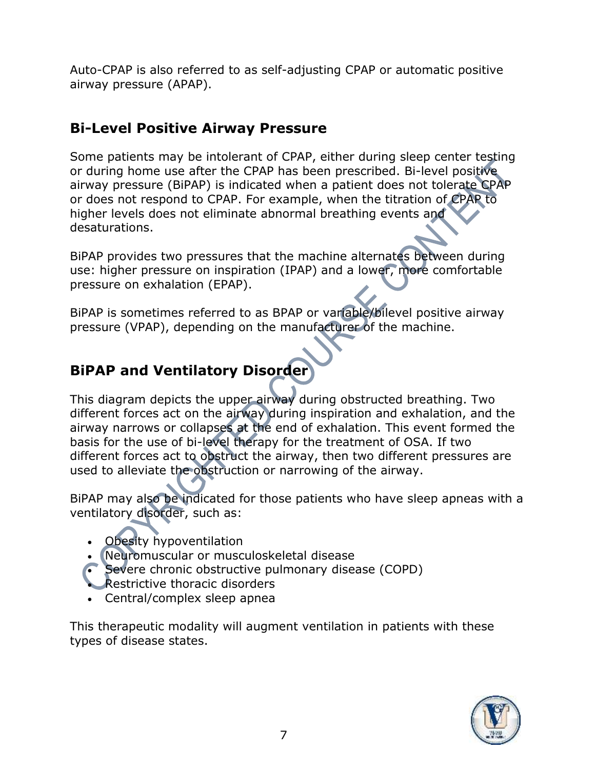Auto-CPAP is also referred to as self-adjusting CPAP or automatic positive airway pressure (APAP).

## Bi-Level Positive Airway Pressure

Some patients may be intolerant of CPAP, either during sleep center testing or during home use after the CPAP has been prescribed. Bi-level positive airway pressure (BiPAP) is indicated when a patient does not tolerate CPAP or does not respond to CPAP. For example, when the titration of CPAP to higher levels does not eliminate abnormal breathing events and desaturations.

BiPAP provides two pressures that the machine alternates between during use: higher pressure on inspiration (IPAP) and a lower, more comfortable pressure on exhalation (EPAP).

BiPAP is sometimes referred to as BPAP or variable/bilevel positive airway pressure (VPAP), depending on the manufacturer of the machine.

## BiPAP and Ventilatory Disorder

This diagram depicts the upper airway during obstructed breathing. Two different forces act on the airway during inspiration and exhalation, and the airway narrows or collapses at the end of exhalation. This event formed the basis for the use of bi-level therapy for the treatment of OSA. If two different forces act to obstruct the airway, then two different pressures are used to alleviate the obstruction or narrowing of the airway.

BiPAP may also be indicated for those patients who have sleep apneas with a ventilatory disorder, such as:

- Obesity hypoventilation
- Neuromuscular or musculoskeletal disease
- Severe chronic obstructive pulmonary disease (COPD)
- Restrictive thoracic disorders
- Central/complex sleep apnea

This therapeutic modality will augment ventilation in patients with these types of disease states.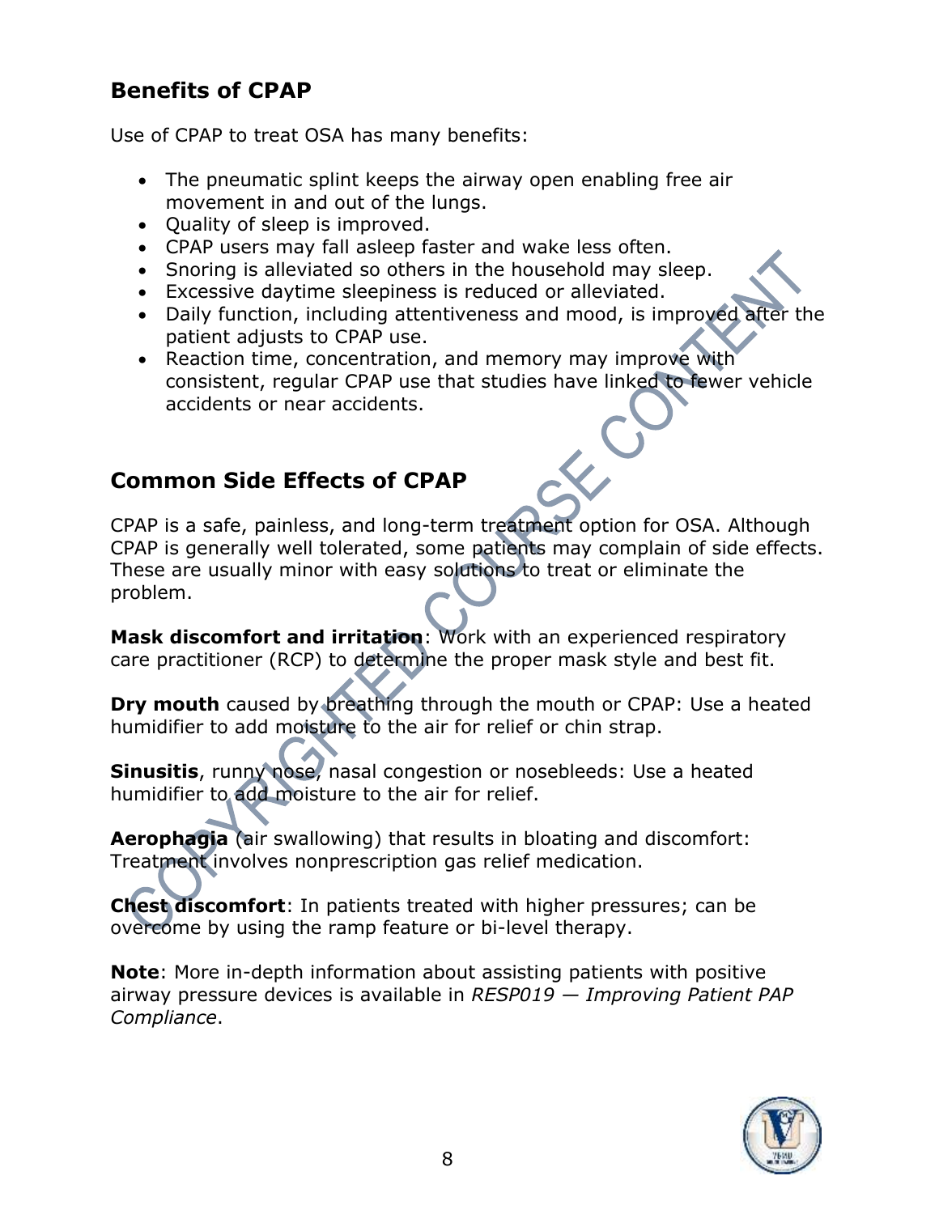## Benefits of CPAP

Use of CPAP to treat OSA has many benefits:

- The pneumatic splint keeps the airway open enabling free air movement in and out of the lungs.
- Quality of sleep is improved.
- CPAP users may fall asleep faster and wake less often.
- Snoring is alleviated so others in the household may sleep.
- Excessive daytime sleepiness is reduced or alleviated.
- Daily function, including attentiveness and mood, is improved after the patient adjusts to CPAP use.
- Reaction time, concentration, and memory may improve with consistent, regular CPAP use that studies have linked to fewer vehicle accidents or near accidents.

## Common Side Effects of CPAP

CPAP is a safe, painless, and long-term treatment option for OSA. Although CPAP is generally well tolerated, some patients may complain of side effects. These are usually minor with easy solutions to treat or eliminate the problem.

**Mask discomfort and irritation**: Work with an experienced respiratory care practitioner (RCP) to determine the proper mask style and best fit.

**Dry mouth** caused by breathing through the mouth or CPAP: Use a heated humidifier to add moisture to the air for relief or chin strap.

**Sinusitis**, runny nose, nasal congestion or nosebleeds: Use a heated humidifier to add moisture to the air for relief.

**Aerophagia** (air swallowing) that results in bloating and discomfort: Treatment involves nonprescription gas relief medication.

**Chest discomfort**: In patients treated with higher pressures; can be overcome by using the ramp feature or bi-level therapy.

**Note**: More in-depth information about assisting patients with positive airway pressure devices is available in *RESP019 — Improving Patient PAP Compliance*.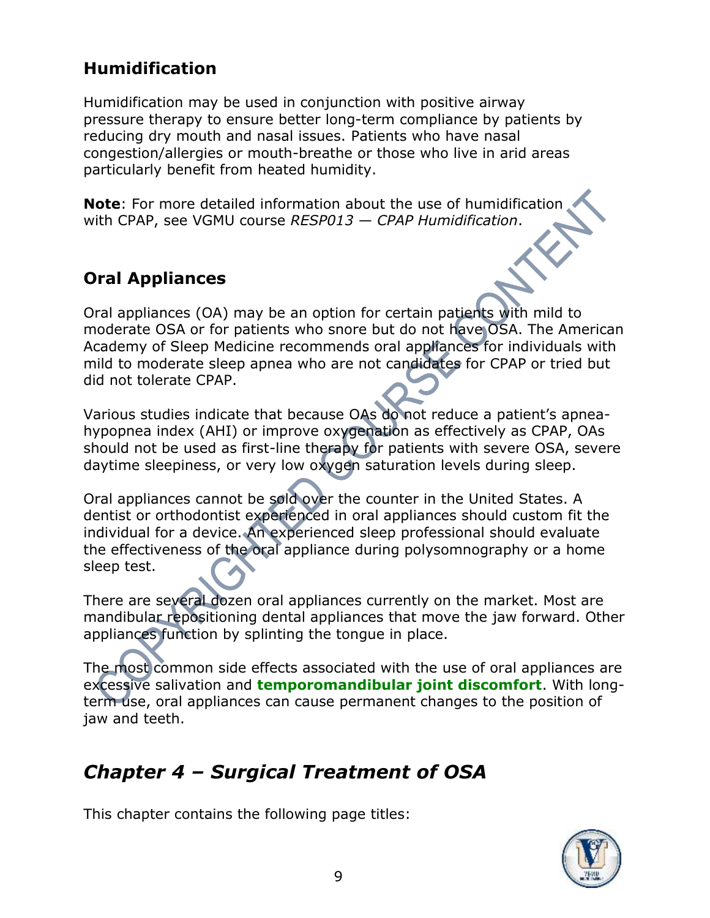## Humidification

Humidification may be used in conjunction with positive airway pressure therapy to ensure better long-term compliance by patients by reducing dry mouth and nasal issues. Patients who have nasal congestion/allergies or mouth-breathe or those who live in arid areas particularly benefit from heated humidity.

**Note**: For more detailed information about the use of humidification with CPAP, see VGMU course *RESP013 — CPAP Humidification*.

## Oral Appliances

Oral appliances (OA) may be an option for certain patients with mild to moderate OSA or for patients who snore but do not have OSA. The American Academy of Sleep Medicine recommends oral appliances for individuals with mild to moderate sleep apnea who are not candidates for CPAP or tried but did not tolerate CPAP.

Various studies indicate that because OAs do not reduce a patient's apnea-hypopnea index (AHI) or improve oxygenation as effectively as CPAP, OAs should not be used as first-line therapy for patients with severe OSA, severe daytime sleepiness, or very low oxygen saturation levels during sleep.

Oral appliances cannot be sold over the counter in the United States. A dentist or orthodontist experienced in oral appliances should custom fit the individual for a device. An experienced sleep professional should evaluate the effectiveness of the oral appliance during polysomnography or a home sleep test.

There are several dozen oral appliances currently on the market. Most are mandibular repositioning dental appliances that move the jaw forward. Other appliances function by splinting the tongue in place.

The most common side effects associated with the use of oral appliances are excessive salivation and **temporomandibular joint discomfort**. With long-term use, oral appliances can cause permanent changes to the position of jaw and teeth.

# *Chapter 4 – Surgical Treatment of OSA*

This chapter contains the following page titles: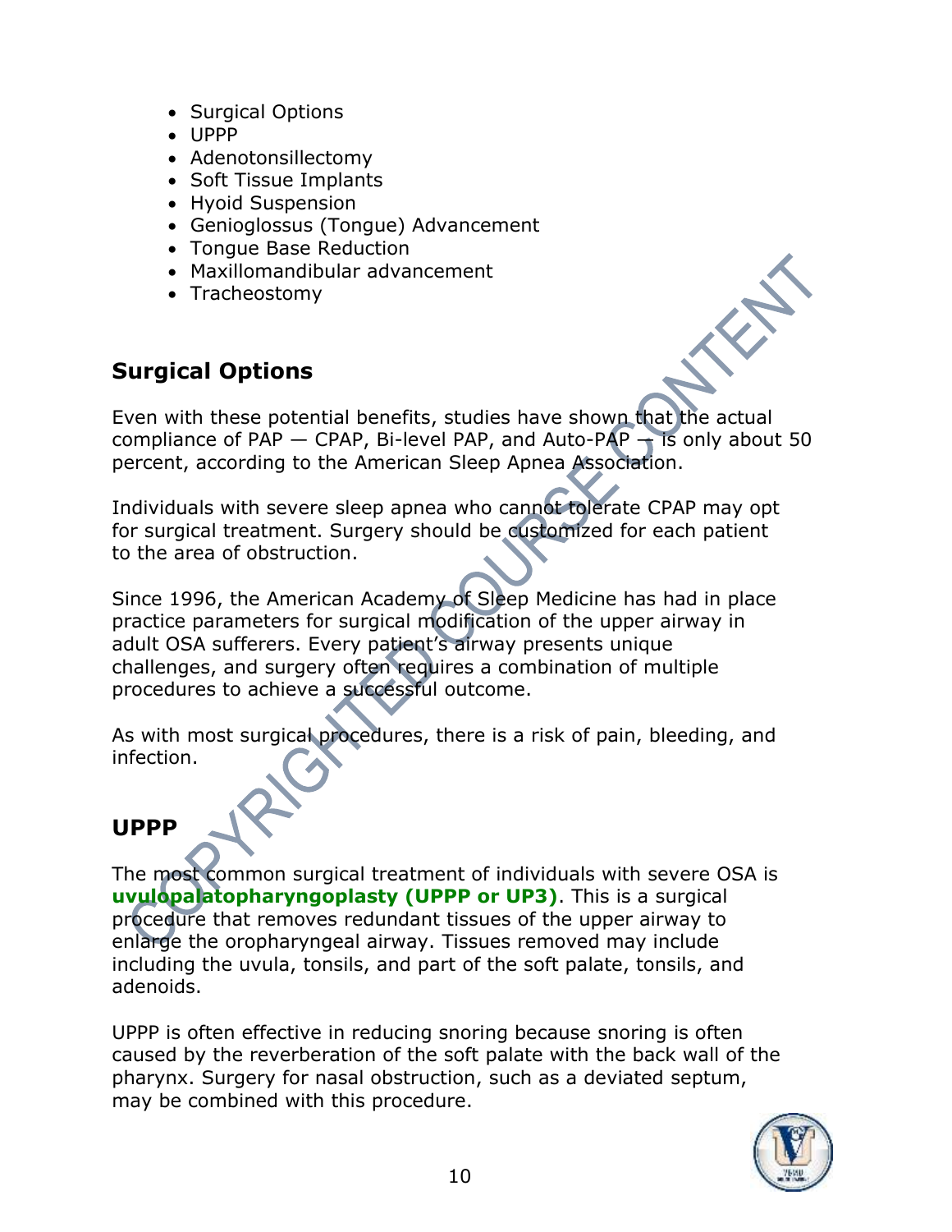- Surgical Options
- UPPP
- Adenotonsillectomy
- Soft Tissue Implants
- Hyoid Suspension
- Genioglossus (Tongue) Advancement
- Tongue Base Reduction
- Maxillomandibular advancement
- Tracheostomy

## Surgical Options

Even with these potential benefits, studies have shown that the actual compliance of PAP — CPAP, Bi-level PAP, and Auto-PAP — is only about 50 percent, according to the American Sleep Apnea Association.

Individuals with severe sleep apnea who cannot tolerate CPAP may opt for surgical treatment. Surgery should be customized for each patient to the area of obstruction.

Since 1996, the American Academy of Sleep Medicine has had in place practice parameters for surgical modification of the upper airway in adult OSA sufferers. Every patient's airway presents unique challenges, and surgery often requires a combination of multiple procedures to achieve a successful outcome.

As with most surgical procedures, there is a risk of pain, bleeding, and infection.

## UPPP

The most common surgical treatment of individuals with severe OSA is **uvulopalatopharyngoplasty (UPPP or UP3)**. This is a surgical procedure that removes redundant tissues of the upper airway to enlarge the oropharyngeal airway. Tissues removed may include including the uvula, tonsils, and part of the soft palate, tonsils, and adenoids.

UPPP is often effective in reducing snoring because snoring is often caused by the reverberation of the soft palate with the back wall of the pharynx. Surgery for nasal obstruction, such as a deviated septum, may be combined with this procedure.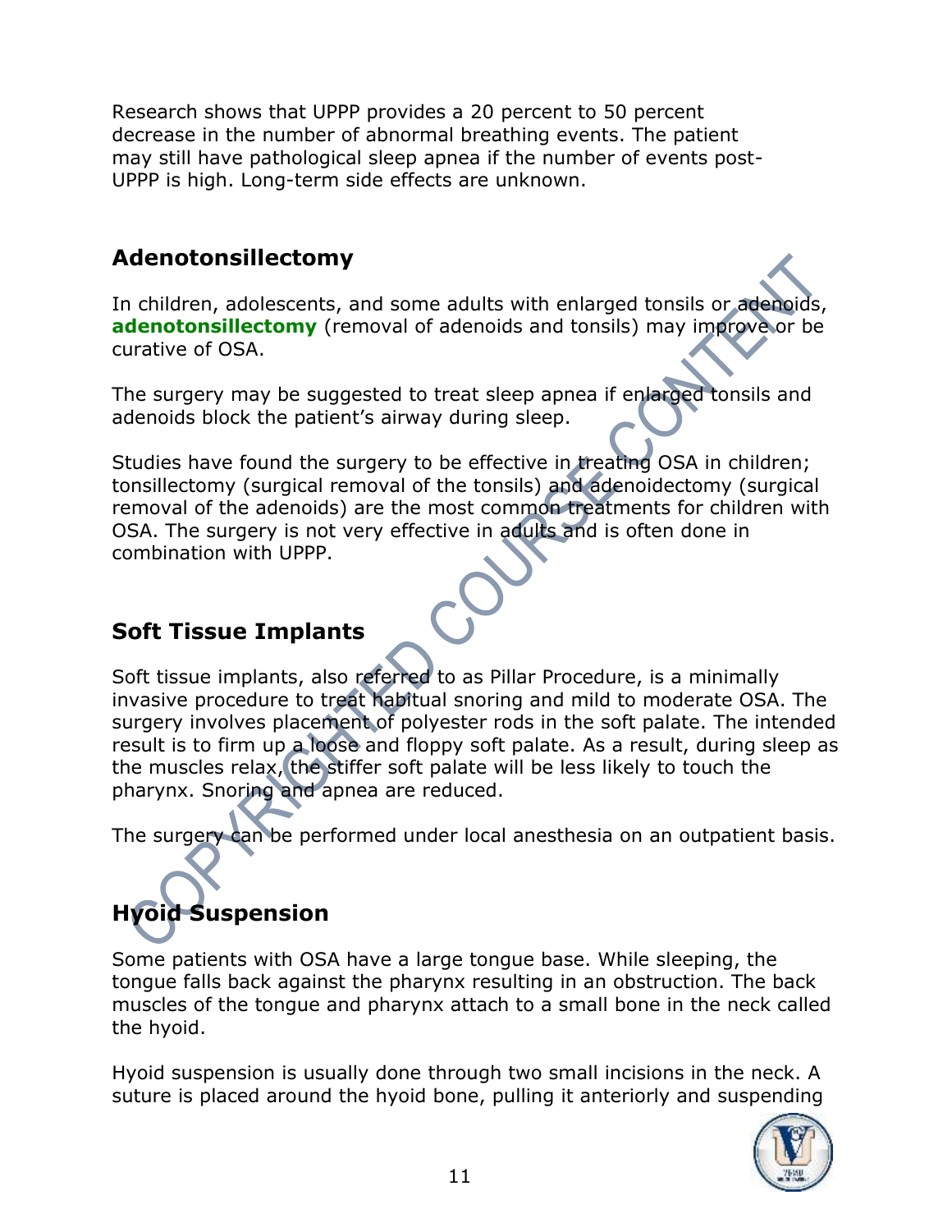Research shows that UPPP provides a 20 percent to 50 percent decrease in the number of abnormal breathing events. The patient may still have pathological sleep apnea if the number of events post-UPPP is high. Long-term side effects are unknown.

## Adenotonsillectomy

In children, adolescents, and some adults with enlarged tonsils or adenoids, **adenotonsillectomy** (removal of adenoids and tonsils) may improve or be curative of OSA.

The surgery may be suggested to treat sleep apnea if enlarged tonsils and adenoids block the patient's airway during sleep.

Studies have found the surgery to be effective in treating OSA in children; tonsillectomy (surgical removal of the tonsils) and adenoidectomy (surgical removal of the adenoids) are the most common treatments for children with OSA. The surgery is not very effective in adults and is often done in combination with UPPP.

## Soft Tissue Implants

Soft tissue implants, also referred to as Pillar Procedure, is a minimally invasive procedure to treat habitual snoring and mild to moderate OSA. The surgery involves placement of polyester rods in the soft palate. The intended result is to firm up a loose and floppy soft palate. As a result, during sleep as the muscles relax, the stiffer soft palate will be less likely to touch the pharynx. Snoring and apnea are reduced.

The surgery can be performed under local anesthesia on an outpatient basis.

## Hyoid Suspension

Some patients with OSA have a large tongue base. While sleeping, the tongue falls back against the pharynx resulting in an obstruction. The back muscles of the tongue and pharynx attach to a small bone in the neck called the hyoid.

Hyoid suspension is usually done through two small incisions in the neck. A suture is placed around the hyoid bone, pulling it anteriorly and suspending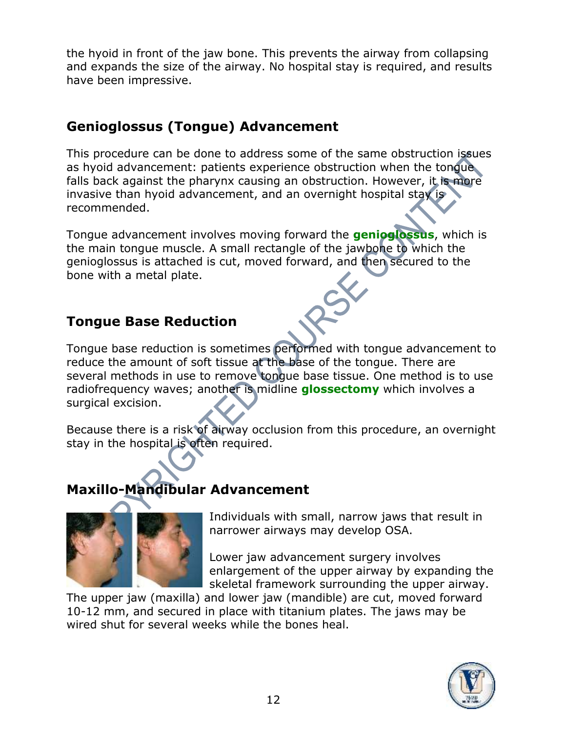the hyoid in front of the jaw bone. This prevents the airway from collapsing and expands the size of the airway. No hospital stay is required, and results have been impressive.

## Genioglossus (Tongue) Advancement

This procedure can be done to address some of the same obstruction issues as hyoid advancement: patients experience obstruction when the tongue falls back against the pharynx causing an obstruction. However, it is more invasive than hyoid advancement, and an overnight hospital stay is recommended.

Tongue advancement involves moving forward the **genioglossus**, which is the main tongue muscle. A small rectangle of the jawbone to which the genioglossus is attached is cut, moved forward, and then secured to the bone with a metal plate.

## Tongue Base Reduction

Tongue base reduction is sometimes performed with tongue advancement to reduce the amount of soft tissue at the base of the tongue. There are several methods in use to remove tongue base tissue. One method is to use radiofrequency waves; another is midline **glossectomy** which involves a surgical excision.

Because there is a risk of airway occlusion from this procedure, an overnight stay in the hospital is often required.

## Maxillo-Mandibular Advancement

Individuals with small, narrow jaws that result in narrower airways may develop OSA.

Lower jaw advancement surgery involves enlargement of the upper airway by expanding the skeletal framework surrounding the upper airway. The upper jaw (maxilla) and lower jaw (mandible) are cut, moved forward 10-12 mm, and secured in place with titanium plates. The jaws may be wired shut for several weeks while the bones heal.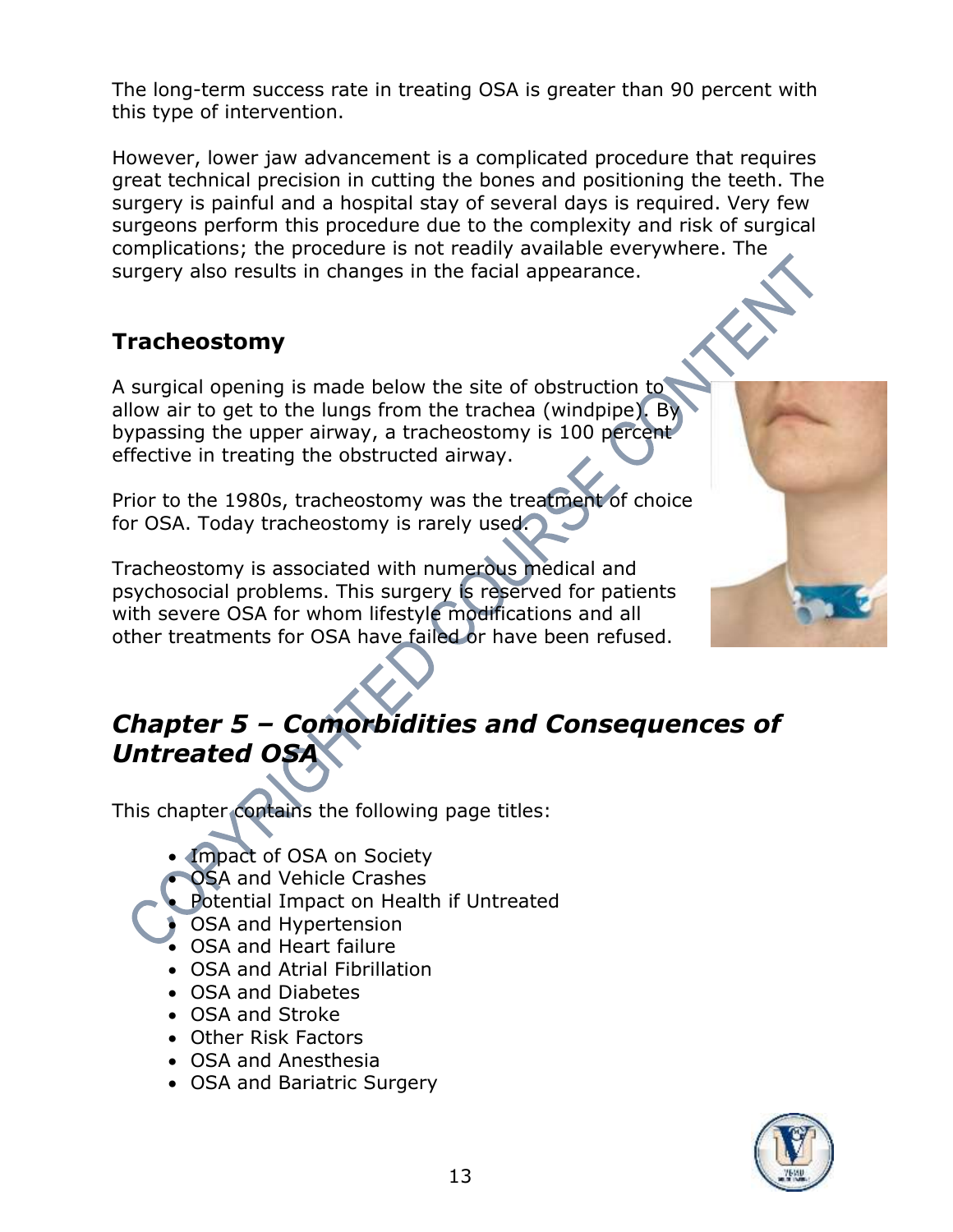The long-term success rate in treating OSA is greater than 90 percent with this type of intervention.

However, lower jaw advancement is a complicated procedure that requires great technical precision in cutting the bones and positioning the teeth. The surgery is painful and a hospital stay of several days is required. Very few surgeons perform this procedure due to the complexity and risk of surgical complications; the procedure is not readily available everywhere. The surgery also results in changes in the facial appearance.

### Tracheostomy

A surgical opening is made below the site of obstruction to allow air to get to the lungs from the trachea (windpipe). By bypassing the upper airway, a tracheostomy is 100 percent effective in treating the obstructed airway.

Prior to the 1980s, tracheostomy was the treatment of choice for OSA. Today tracheostomy is rarely used.

Tracheostomy is associated with numerous medical and psychosocial problems. This surgery is reserved for patients with severe OSA for whom lifestyle modifications and all other treatments for OSA have failed or have been refused.

## *Chapter 5 – Comorbidities and Consequences of Untreated OSA*

This chapter contains the following page titles:

- Impact of OSA on Society
- OSA and Vehicle Crashes
- Potential Impact on Health if Untreated
- OSA and Hypertension
- OSA and Heart failure
- OSA and Atrial Fibrillation
- OSA and Diabetes
- OSA and Stroke
- Other Risk Factors
- OSA and Anesthesia
- OSA and Bariatric Surgery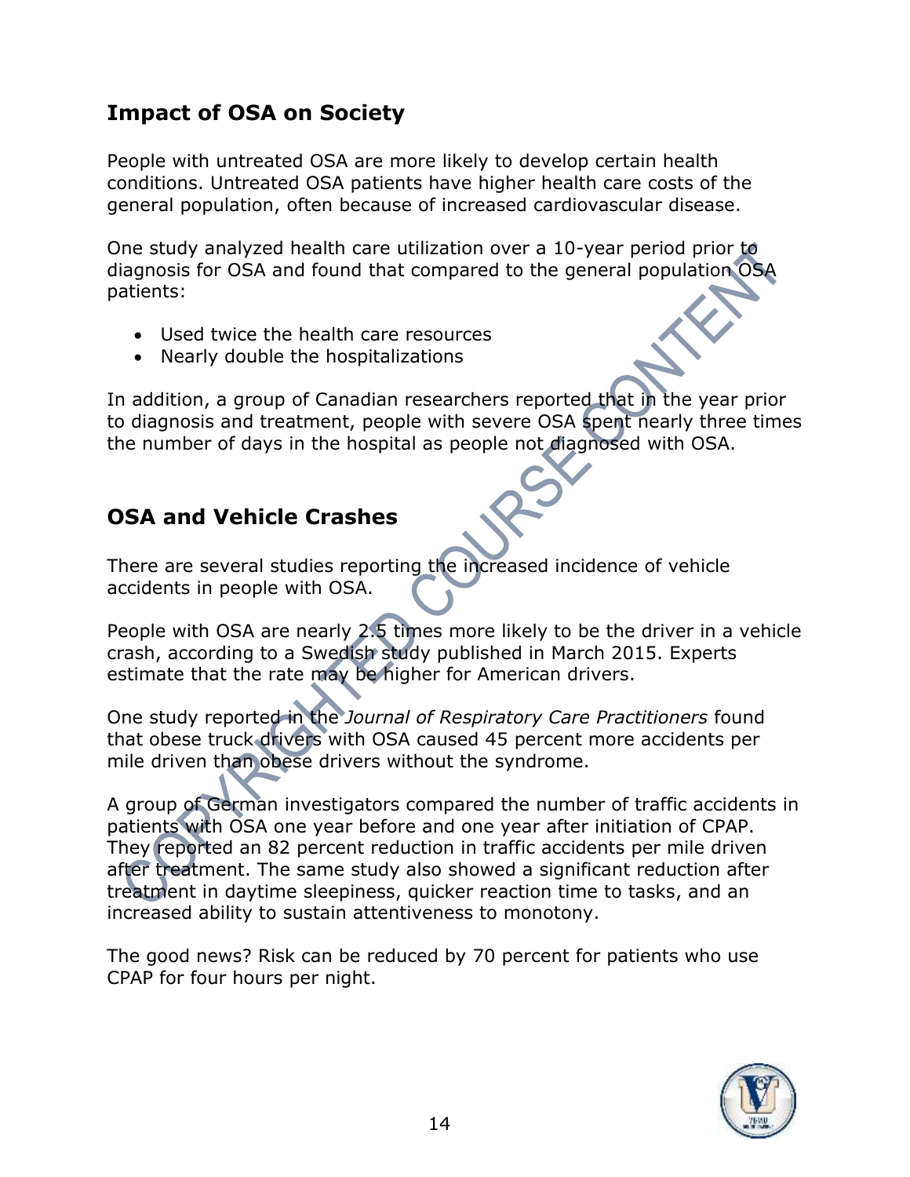## Impact of OSA on Society

People with untreated OSA are more likely to develop certain health conditions. Untreated OSA patients have higher health care costs of the general population, often because of increased cardiovascular disease.

One study analyzed health care utilization over a 10-year period prior to diagnosis for OSA and found that compared to the general population OSA patients:

- Used twice the health care resources
- Nearly double the hospitalizations

In addition, a group of Canadian researchers reported that in the year prior to diagnosis and treatment, people with severe OSA spent nearly three times the number of days in the hospital as people not diagnosed with OSA.

## OSA and Vehicle Crashes

There are several studies reporting the increased incidence of vehicle accidents in people with OSA.

People with OSA are nearly 2.5 times more likely to be the driver in a vehicle crash, according to a Swedish study published in March 2015. Experts estimate that the rate may be higher for American drivers.

One study reported in the *Journal of Respiratory Care Practitioners* found that obese truck drivers with OSA caused 45 percent more accidents per mile driven than obese drivers without the syndrome.

A group of German investigators compared the number of traffic accidents in patients with OSA one year before and one year after initiation of CPAP. They reported an 82 percent reduction in traffic accidents per mile driven after treatment. The same study also showed a significant reduction after treatment in daytime sleepiness, quicker reaction time to tasks, and an increased ability to sustain attentiveness to monotony.

The good news? Risk can be reduced by 70 percent for patients who use CPAP for four hours per night.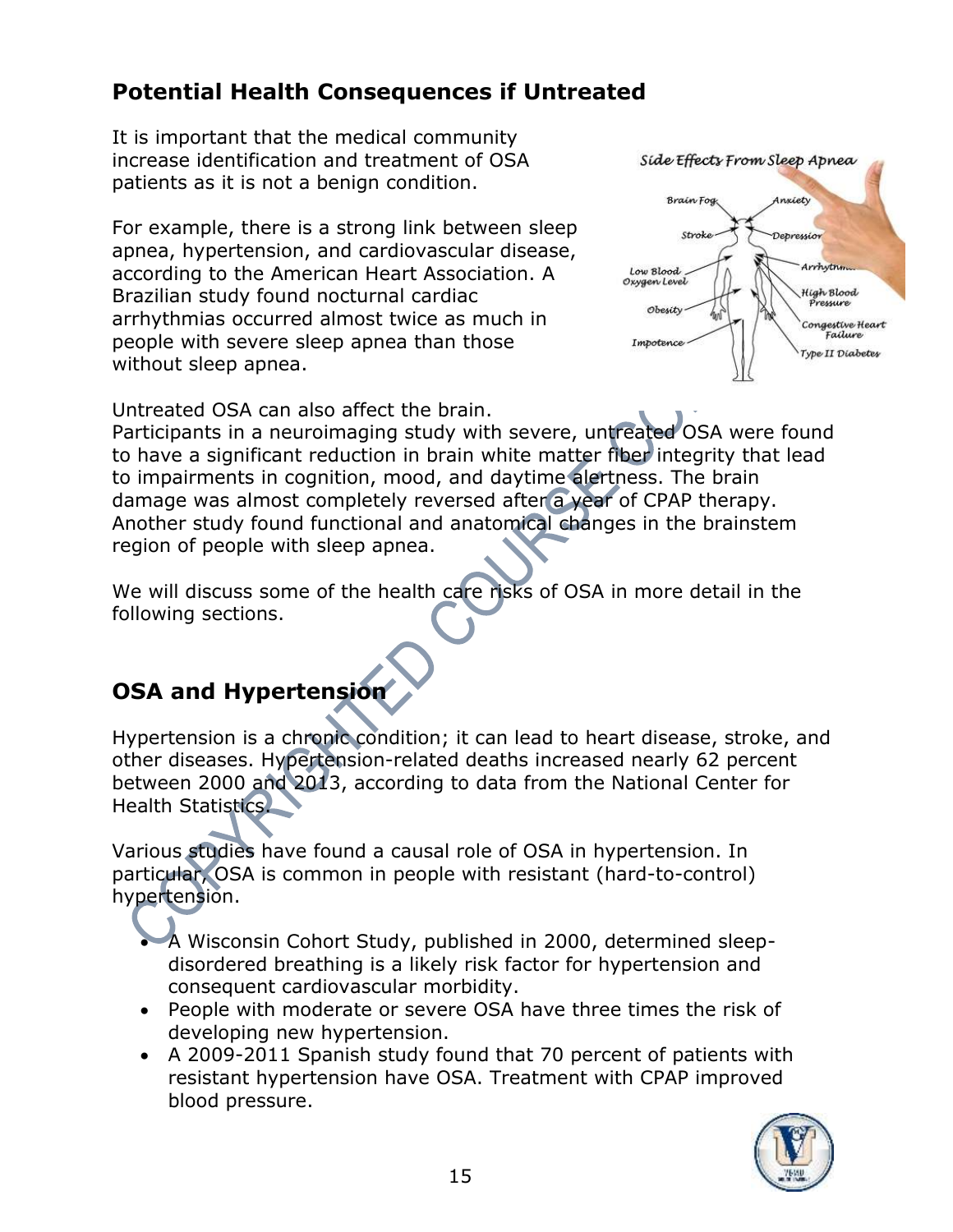## Potential Health Consequences if Untreated

It is important that the medical community increase identification and treatment of OSA patients as it is not a benign condition.

For example, there is a strong link between sleep apnea, hypertension, and cardiovascular disease, according to the American Heart Association. A Brazilian study found nocturnal cardiac arrhythmias occurred almost twice as much in people with severe sleep apnea than those without sleep apnea.

Untreated OSA can also affect the brain. Participants in a neuroimaging study with severe, untreated OSA were found to have a significant reduction in brain white matter fiber integrity that lead to impairments in cognition, mood, and daytime alertness. The brain damage was almost completely reversed after a year of CPAP therapy. Another study found functional and anatomical changes in the brainstem region of people with sleep apnea.

We will discuss some of the health care risks of OSA in more detail in the following sections.

## OSA and Hypertension

Hypertension is a chronic condition; it can lead to heart disease, stroke, and other diseases. Hypertension-related deaths increased nearly 62 percent between 2000 and 2013, according to data from the National Center for Health Statistics.

Various studies have found a causal role of OSA in hypertension. In particular, OSA is common in people with resistant (hard-to-control) hypertension.

- A Wisconsin Cohort Study, published in 2000, determined sleep-disordered breathing is a likely risk factor for hypertension and consequent cardiovascular morbidity.
- People with moderate or severe OSA have three times the risk of developing new hypertension.
- A 2009-2011 Spanish study found that 70 percent of patients with resistant hypertension have OSA. Treatment with CPAP improved blood pressure.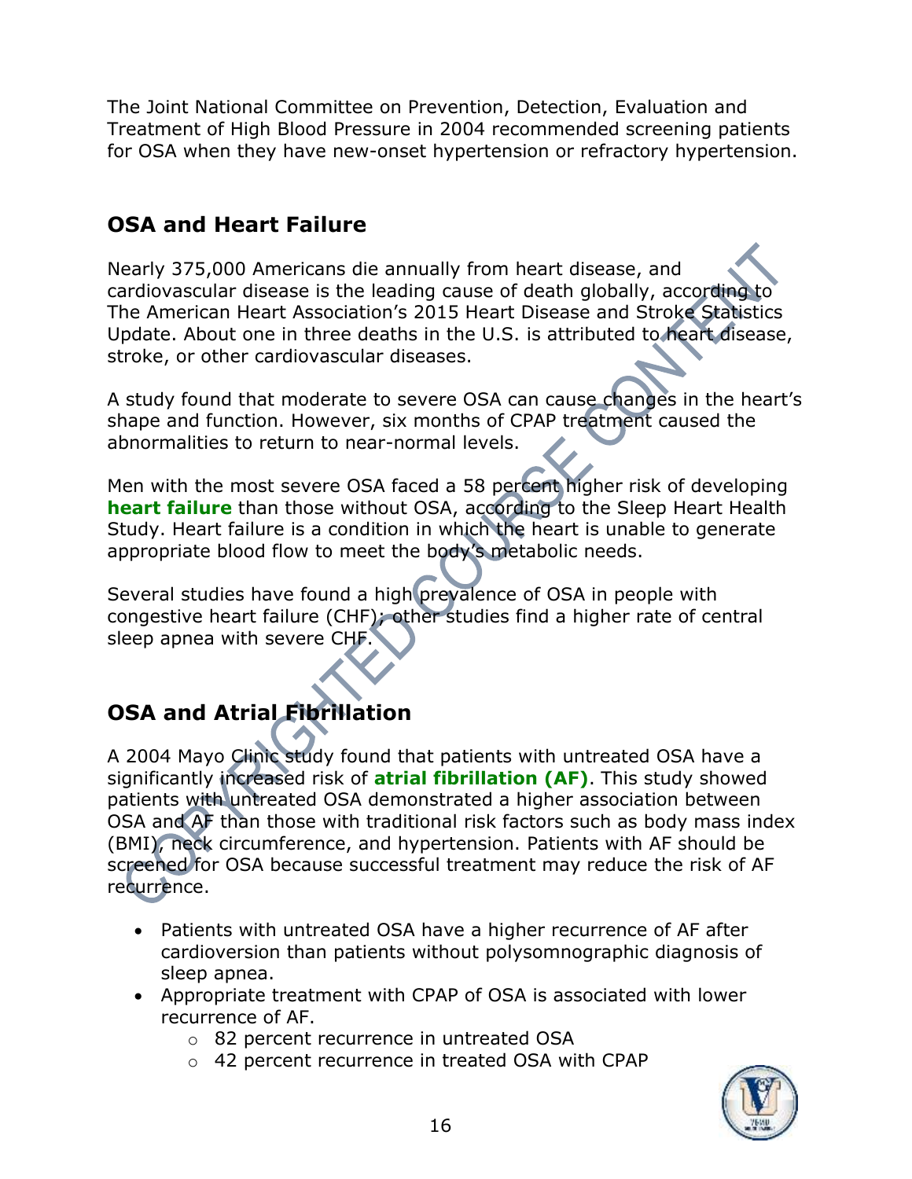The Joint National Committee on Prevention, Detection, Evaluation and Treatment of High Blood Pressure in 2004 recommended screening patients for OSA when they have new-onset hypertension or refractory hypertension.

## OSA and Heart Failure

Nearly 375,000 Americans die annually from heart disease, and cardiovascular disease is the leading cause of death globally, according to The American Heart Association's 2015 Heart Disease and Stroke Statistics Update. About one in three deaths in the U.S. is attributed to heart disease, stroke, or other cardiovascular diseases.

A study found that moderate to severe OSA can cause changes in the heart's shape and function. However, six months of CPAP treatment caused the abnormalities to return to near-normal levels.

Men with the most severe OSA faced a 58 percent higher risk of developing **heart failure** than those without OSA, according to the Sleep Heart Health Study. Heart failure is a condition in which the heart is unable to generate appropriate blood flow to meet the body's metabolic needs.

Several studies have found a high prevalence of OSA in people with congestive heart failure (CHF); other studies find a higher rate of central sleep apnea with severe CHF.

## OSA and Atrial Fibrillation

A 2004 Mayo Clinic study found that patients with untreated OSA have a significantly increased risk of **atrial fibrillation (AF)**. This study showed patients with untreated OSA demonstrated a higher association between OSA and AF than those with traditional risk factors such as body mass index (BMI), neck circumference, and hypertension. Patients with AF should be screened for OSA because successful treatment may reduce the risk of AF recurrence.

- Patients with untreated OSA have a higher recurrence of AF after cardioversion than patients without polysomnographic diagnosis of sleep apnea.
- Appropriate treatment with CPAP of OSA is associated with lower recurrence of AF.
  - 82 percent recurrence in untreated OSA
  - 42 percent recurrence in treated OSA with CPAP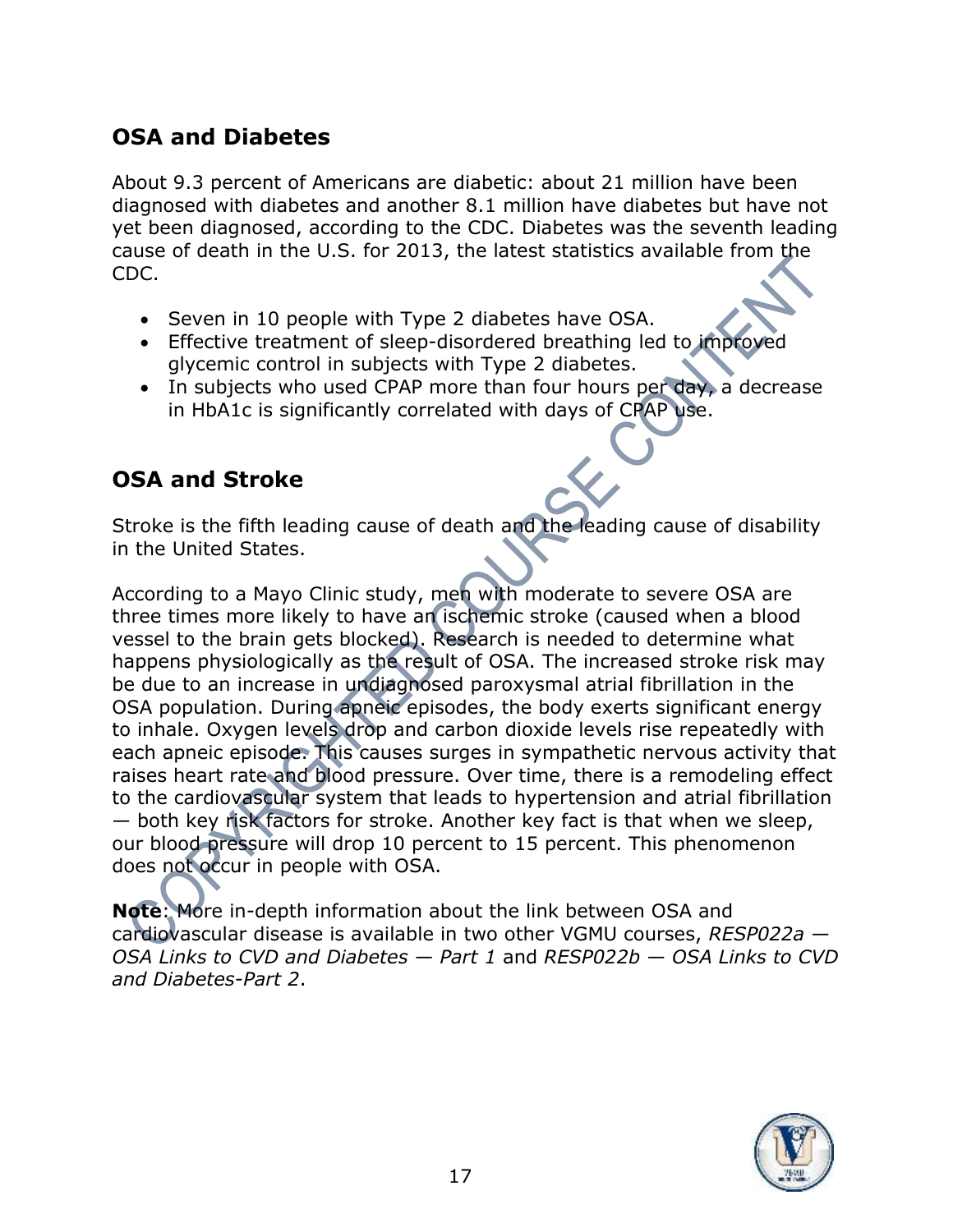## OSA and Diabetes

About 9.3 percent of Americans are diabetic: about 21 million have been diagnosed with diabetes and another 8.1 million have diabetes but have not yet been diagnosed, according to the CDC. Diabetes was the seventh leading cause of death in the U.S. for 2013, the latest statistics available from the CDC.

- Seven in 10 people with Type 2 diabetes have OSA.
- Effective treatment of sleep-disordered breathing led to improved glycemic control in subjects with Type 2 diabetes.
- In subjects who used CPAP more than four hours per day, a decrease in HbA1c is significantly correlated with days of CPAP use.

## OSA and Stroke

Stroke is the fifth leading cause of death and the leading cause of disability in the United States.

According to a Mayo Clinic study, men with moderate to severe OSA are three times more likely to have an ischemic stroke (caused when a blood vessel to the brain gets blocked). Research is needed to determine what happens physiologically as the result of OSA. The increased stroke risk may be due to an increase in undiagnosed paroxysmal atrial fibrillation in the OSA population. During apneic episodes, the body exerts significant energy to inhale. Oxygen levels drop and carbon dioxide levels rise repeatedly with each apneic episode. This causes surges in sympathetic nervous activity that raises heart rate and blood pressure. Over time, there is a remodeling effect to the cardiovascular system that leads to hypertension and atrial fibrillation — both key risk factors for stroke. Another key fact is that when we sleep, our blood pressure will drop 10 percent to 15 percent. This phenomenon does not occur in people with OSA.

**Note**: More in-depth information about the link between OSA and cardiovascular disease is available in two other VGMU courses, *RESP022a — OSA Links to CVD and Diabetes — Part 1* and *RESP022b — OSA Links to CVD and Diabetes-Part 2*.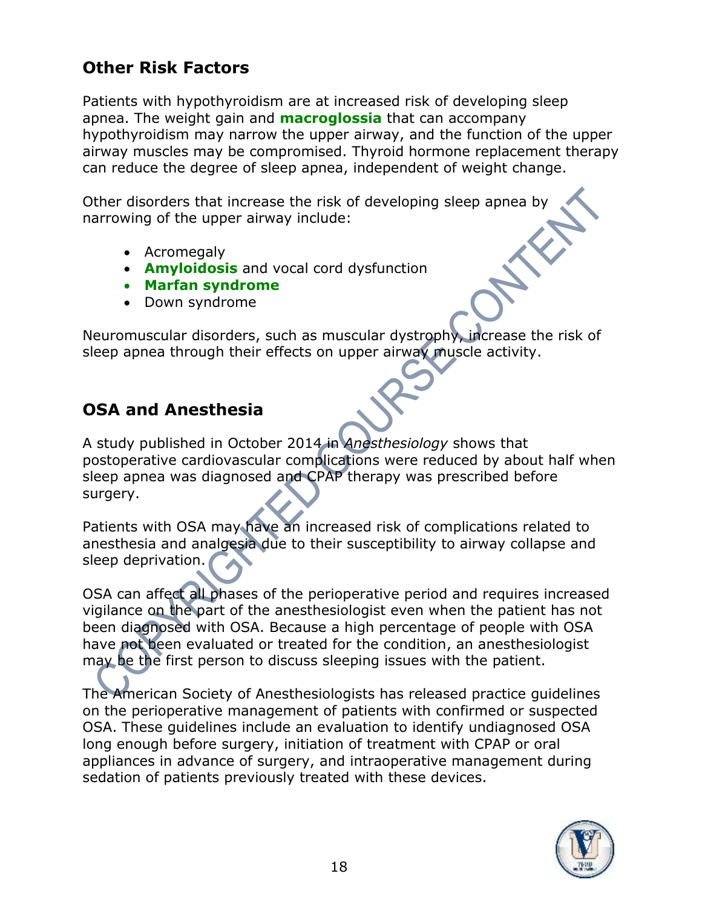## Other Risk Factors

Patients with hypothyroidism are at increased risk of developing sleep apnea. The weight gain and **macroglossia** that can accompany hypothyroidism may narrow the upper airway, and the function of the upper airway muscles may be compromised. Thyroid hormone replacement therapy can reduce the degree of sleep apnea, independent of weight change.

Other disorders that increase the risk of developing sleep apnea by narrowing of the upper airway include:

- Acromegaly
- **Amyloidosis** and vocal cord dysfunction
- **Marfan syndrome**
- Down syndrome

Neuromuscular disorders, such as muscular dystrophy, increase the risk of sleep apnea through their effects on upper airway muscle activity.

## OSA and Anesthesia

A study published in October 2014 in *Anesthesiology* shows that postoperative cardiovascular complications were reduced by about half when sleep apnea was diagnosed and CPAP therapy was prescribed before surgery.

Patients with OSA may have an increased risk of complications related to anesthesia and analgesia due to their susceptibility to airway collapse and sleep deprivation.

OSA can affect all phases of the perioperative period and requires increased vigilance on the part of the anesthesiologist even when the patient has not been diagnosed with OSA. Because a high percentage of people with OSA have not been evaluated or treated for the condition, an anesthesiologist may be the first person to discuss sleeping issues with the patient.

The American Society of Anesthesiologists has released practice guidelines on the perioperative management of patients with confirmed or suspected OSA. These guidelines include an evaluation to identify undiagnosed OSA long enough before surgery, initiation of treatment with CPAP or oral appliances in advance of surgery, and intraoperative management during sedation of patients previously treated with these devices.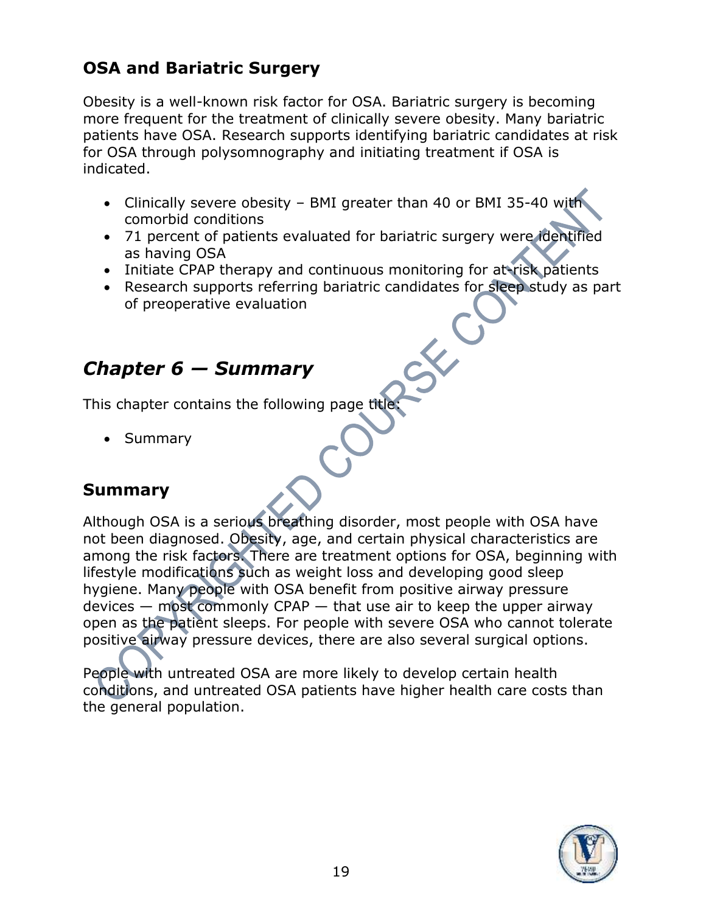## OSA and Bariatric Surgery

Obesity is a well-known risk factor for OSA. Bariatric surgery is becoming more frequent for the treatment of clinically severe obesity. Many bariatric patients have OSA. Research supports identifying bariatric candidates at risk for OSA through polysomnography and initiating treatment if OSA is indicated.

- Clinically severe obesity – BMI greater than 40 or BMI 35-40 with comorbid conditions
- 71 percent of patients evaluated for bariatric surgery were identified as having OSA
- Initiate CPAP therapy and continuous monitoring for at-risk patients
- Research supports referring bariatric candidates for sleep study as part of preoperative evaluation

# *Chapter 6 — Summary*

This chapter contains the following page title:

- Summary

## Summary

Although OSA is a serious breathing disorder, most people with OSA have not been diagnosed. Obesity, age, and certain physical characteristics are among the risk factors. There are treatment options for OSA, beginning with lifestyle modifications such as weight loss and developing good sleep hygiene. Many people with OSA benefit from positive airway pressure devices — most commonly CPAP — that use air to keep the upper airway open as the patient sleeps. For people with severe OSA who cannot tolerate positive airway pressure devices, there are also several surgical options.

People with untreated OSA are more likely to develop certain health conditions, and untreated OSA patients have higher health care costs than the general population.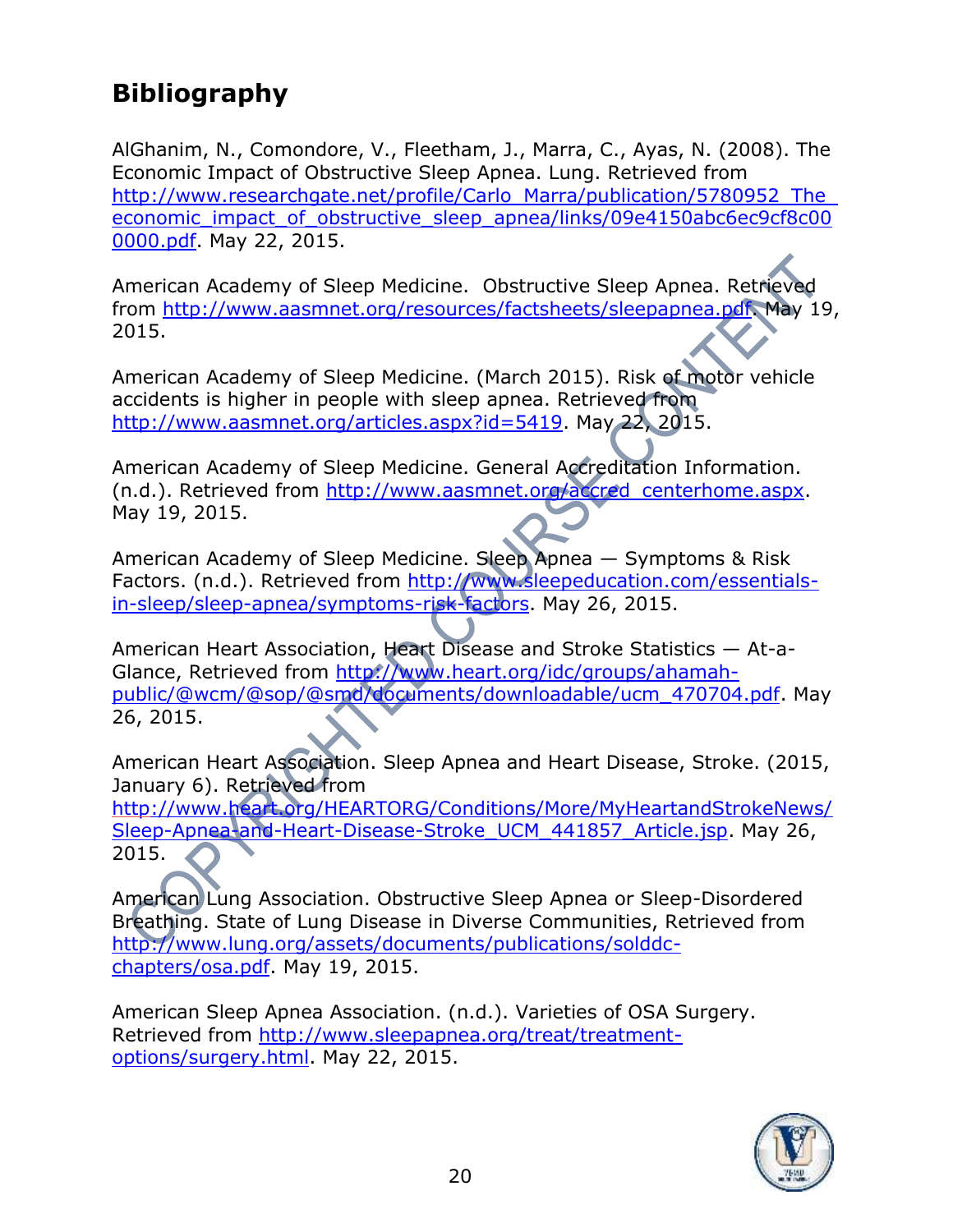## Bibliography

AlGhanim, N., Comondore, V., Fleetham, J., Marra, C., Ayas, N. (2008). The Economic Impact of Obstructive Sleep Apnea. Lung. Retrieved from http://www.researchgate.net/profile/Carlo_Marra/publication/5780952_The_economic_impact_of_obstructive_sleep_apnea/links/09e4150abc6ec9cf8c000000.pdf. May 22, 2015.

American Academy of Sleep Medicine. Obstructive Sleep Apnea. Retrieved from http://www.aasmnet.org/resources/factsheets/sleepapnea.pdf. May 19, 2015.

American Academy of Sleep Medicine. (March 2015). Risk of motor vehicle accidents is higher in people with sleep apnea. Retrieved from http://www.aasmnet.org/articles.aspx?id=5419. May 22, 2015.

American Academy of Sleep Medicine. General Accreditation Information. (n.d.). Retrieved from http://www.aasmnet.org/accred_centerhome.aspx. May 19, 2015.

American Academy of Sleep Medicine. Sleep Apnea — Symptoms & Risk Factors. (n.d.). Retrieved from http://www.sleepeducation.com/essentials-in-sleep/sleep-apnea/symptoms-risk-factors. May 26, 2015.

American Heart Association, Heart Disease and Stroke Statistics — At-a-Glance, Retrieved from http://www.heart.org/idc/groups/ahamah-public/@wcm/@sop/@smd/documents/downloadable/ucm_470704.pdf. May 26, 2015.

American Heart Association. Sleep Apnea and Heart Disease, Stroke. (2015, January 6). Retrieved from http://www.heart.org/HEARTORG/Conditions/More/MyHeartandStrokeNews/Sleep-Apnea-and-Heart-Disease-Stroke_UCM_441857_Article.jsp. May 26, 2015.

American Lung Association. Obstructive Sleep Apnea or Sleep-Disordered Breathing. State of Lung Disease in Diverse Communities, Retrieved from http://www.lung.org/assets/documents/publications/solddc-chapters/osa.pdf. May 19, 2015.

American Sleep Apnea Association. (n.d.). Varieties of OSA Surgery. Retrieved from http://www.sleepapnea.org/treat/treatment-options/surgery.html. May 22, 2015.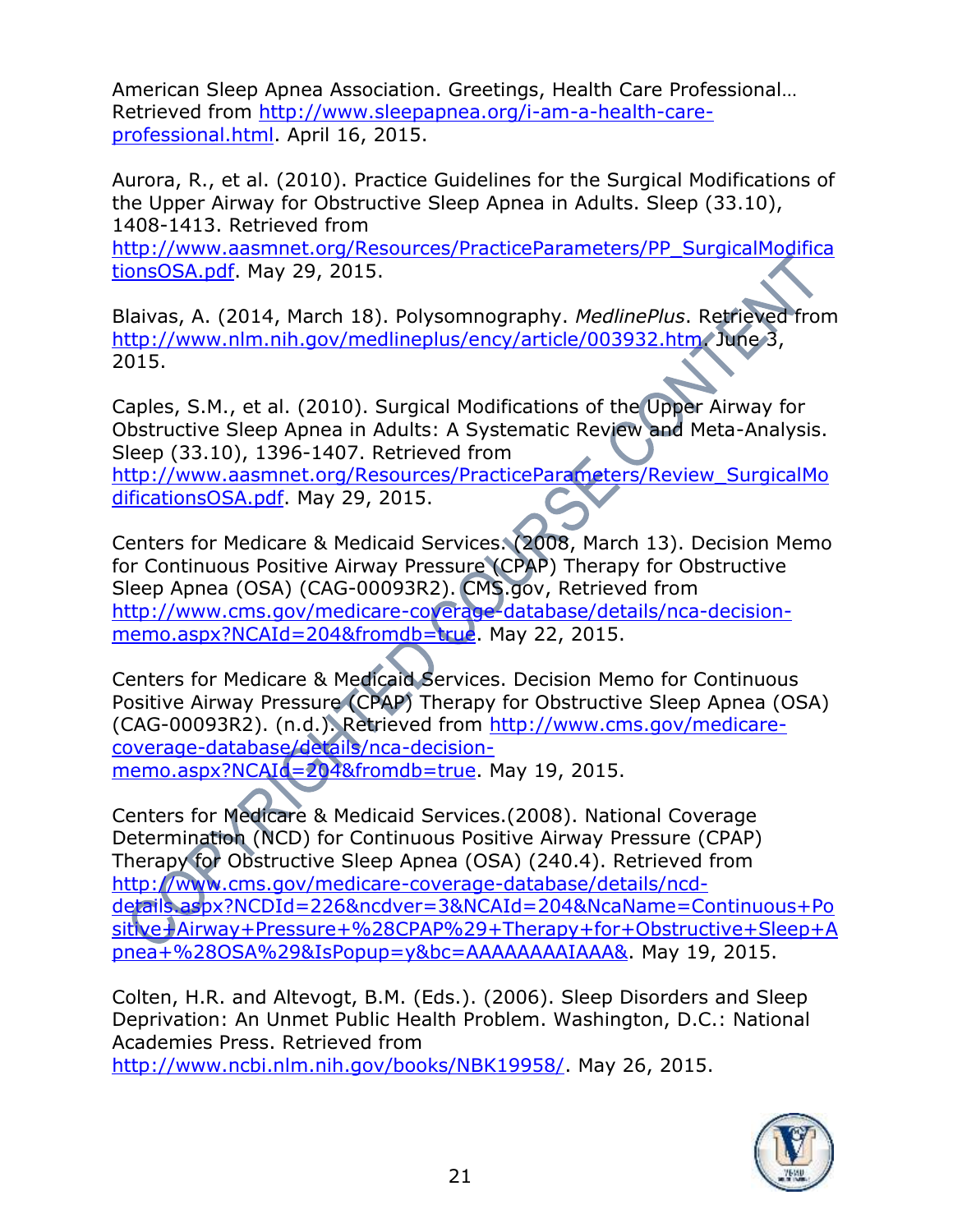American Sleep Apnea Association. Greetings, Health Care Professional… Retrieved from http://www.sleepapnea.org/i-am-a-health-care-professional.html. April 16, 2015.

Aurora, R., et al. (2010). Practice Guidelines for the Surgical Modifications of the Upper Airway for Obstructive Sleep Apnea in Adults. Sleep (33.10), 1408-1413. Retrieved from http://www.aasmnet.org/Resources/PracticeParameters/PP_SurgicalModificationsOSA.pdf. May 29, 2015.

Blaivas, A. (2014, March 18). Polysomnography. *MedlinePlus*. Retrieved from http://www.nlm.nih.gov/medlineplus/ency/article/003932.htm. June 3, 2015.

Caples, S.M., et al. (2010). Surgical Modifications of the Upper Airway for Obstructive Sleep Apnea in Adults: A Systematic Review and Meta-Analysis. Sleep (33.10), 1396-1407. Retrieved from http://www.aasmnet.org/Resources/PracticeParameters/Review_SurgicalModificationsOSA.pdf. May 29, 2015.

Centers for Medicare & Medicaid Services. (2008, March 13). Decision Memo for Continuous Positive Airway Pressure (CPAP) Therapy for Obstructive Sleep Apnea (OSA) (CAG-00093R2). CMS.gov, Retrieved from http://www.cms.gov/medicare-coverage-database/details/nca-decision-memo.aspx?NCAId=204&fromdb=true. May 22, 2015.

Centers for Medicare & Medicaid Services. Decision Memo for Continuous Positive Airway Pressure (CPAP) Therapy for Obstructive Sleep Apnea (OSA) (CAG-00093R2). (n.d.). Retrieved from http://www.cms.gov/medicare-coverage-database/details/nca-decision-memo.aspx?NCAId=204&fromdb=true. May 19, 2015.

Centers for Medicare & Medicaid Services.(2008). National Coverage Determination (NCD) for Continuous Positive Airway Pressure (CPAP) Therapy for Obstructive Sleep Apnea (OSA) (240.4). Retrieved from http://www.cms.gov/medicare-coverage-database/details/ncd-details.aspx?NCDId=226&ncdver=3&NCAId=204&NcaName=Continuous+Positive+Airway+Pressure+%28CPAP%29+Therapy+for+Obstructive+Sleep+Apnea+%28OSA%29&IsPopup=y&bc=AAAAAAAAIAAA&. May 19, 2015.

Colten, H.R. and Altevogt, B.M. (Eds.). (2006). Sleep Disorders and Sleep Deprivation: An Unmet Public Health Problem. Washington, D.C.: National Academies Press. Retrieved from http://www.ncbi.nlm.nih.gov/books/NBK19958/. May 26, 2015.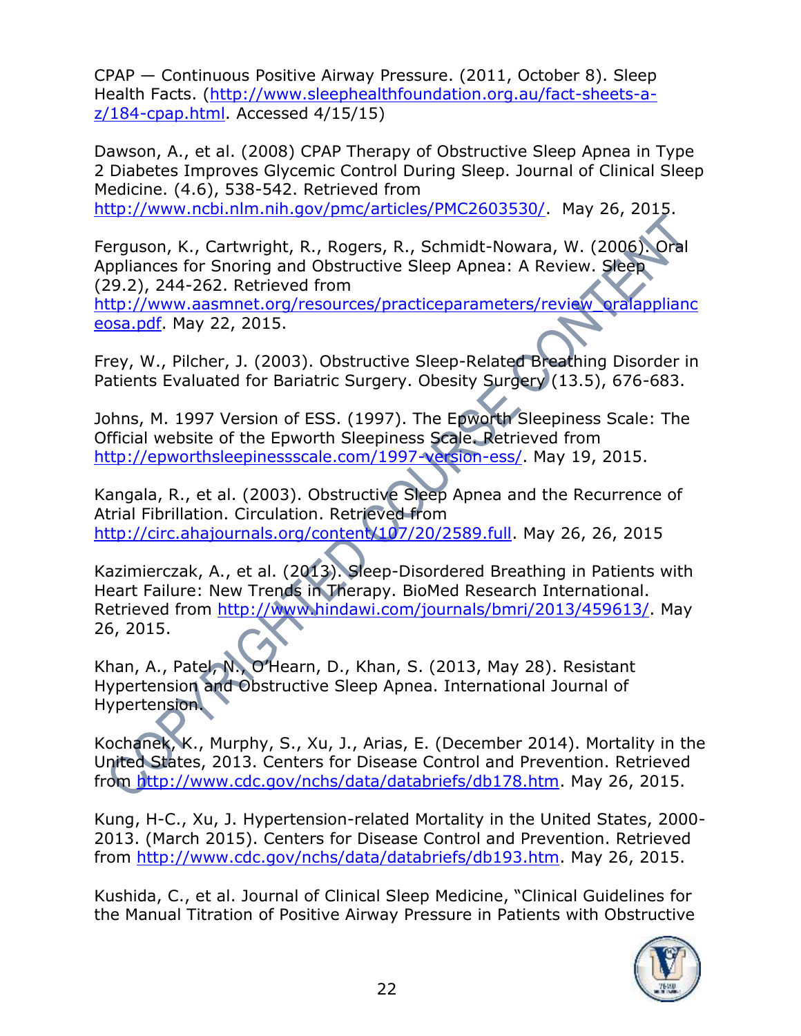CPAP — Continuous Positive Airway Pressure. (2011, October 8). Sleep Health Facts. (http://www.sleephealthfoundation.org.au/fact-sheets-a-z/184-cpap.html. Accessed 4/15/15)

Dawson, A., et al. (2008) CPAP Therapy of Obstructive Sleep Apnea in Type 2 Diabetes Improves Glycemic Control During Sleep. Journal of Clinical Sleep Medicine. (4.6), 538-542. Retrieved from http://www.ncbi.nlm.nih.gov/pmc/articles/PMC2603530/. May 26, 2015.

Ferguson, K., Cartwright, R., Rogers, R., Schmidt-Nowara, W. (2006). Oral Appliances for Snoring and Obstructive Sleep Apnea: A Review. Sleep (29.2), 244-262. Retrieved from http://www.aasmnet.org/resources/practiceparameters/review_oralapplianceosa.pdf. May 22, 2015.

Frey, W., Pilcher, J. (2003). Obstructive Sleep-Related Breathing Disorder in Patients Evaluated for Bariatric Surgery. Obesity Surgery (13.5), 676-683.

Johns, M. 1997 Version of ESS. (1997). The Epworth Sleepiness Scale: The Official website of the Epworth Sleepiness Scale. Retrieved from http://epworthsleepinessscale.com/1997-version-ess/. May 19, 2015.

Kangala, R., et al. (2003). Obstructive Sleep Apnea and the Recurrence of Atrial Fibrillation. Circulation. Retrieved from http://circ.ahajournals.org/content/107/20/2589.full. May 26, 26, 2015

Kazimierczak, A., et al. (2013). Sleep-Disordered Breathing in Patients with Heart Failure: New Trends in Therapy. BioMed Research International. Retrieved from http://www.hindawi.com/journals/bmri/2013/459613/. May 26, 2015.

Khan, A., Patel, N., O'Hearn, D., Khan, S. (2013, May 28). Resistant Hypertension and Obstructive Sleep Apnea. International Journal of Hypertension.

Kochanek, K., Murphy, S., Xu, J., Arias, E. (December 2014). Mortality in the United States, 2013. Centers for Disease Control and Prevention. Retrieved from http://www.cdc.gov/nchs/data/databriefs/db178.htm. May 26, 2015.

Kung, H-C., Xu, J. Hypertension-related Mortality in the United States, 2000-2013. (March 2015). Centers for Disease Control and Prevention. Retrieved from http://www.cdc.gov/nchs/data/databriefs/db193.htm. May 26, 2015.

Kushida, C., et al. Journal of Clinical Sleep Medicine, "Clinical Guidelines for the Manual Titration of Positive Airway Pressure in Patients with Obstructive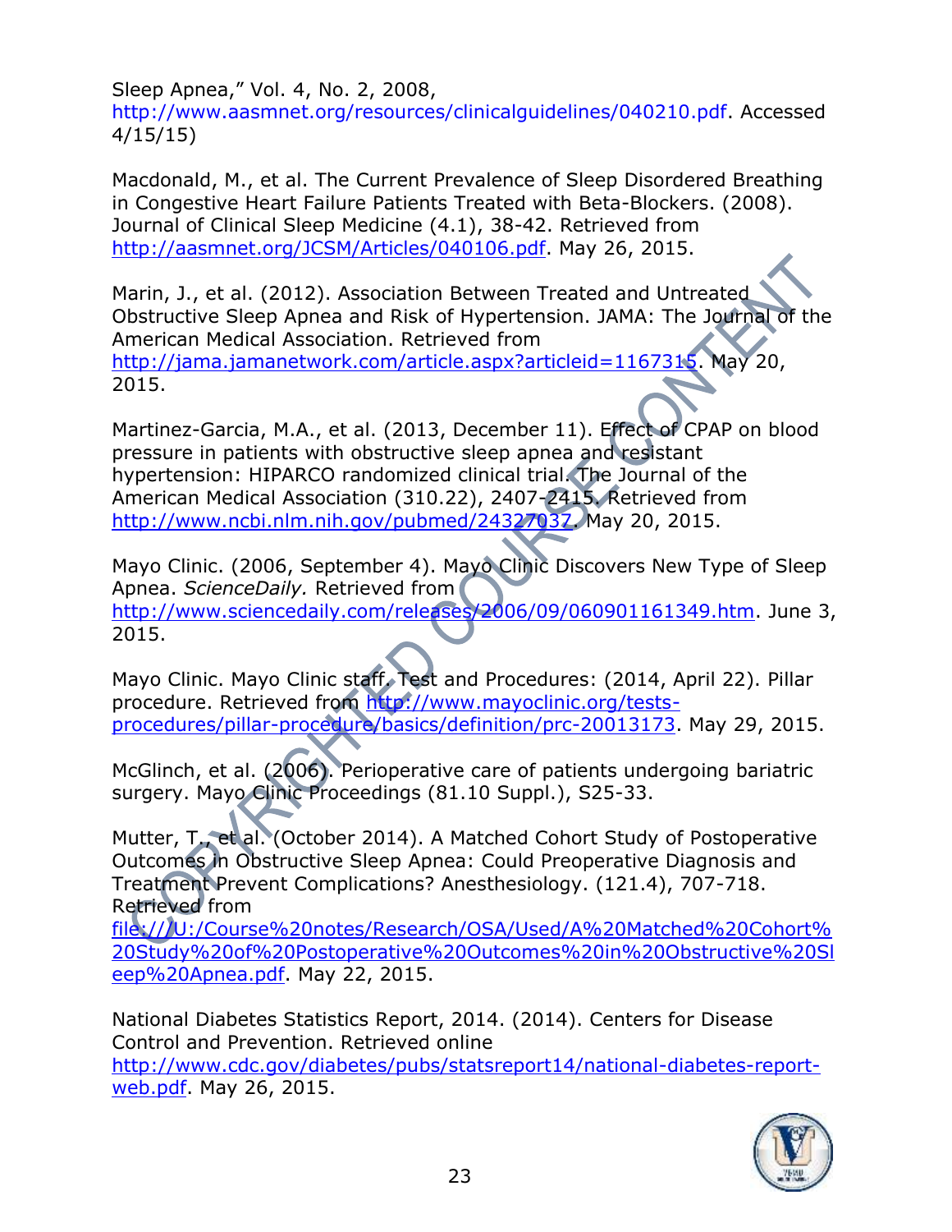Sleep Apnea," Vol. 4, No. 2, 2008, http://www.aasmnet.org/resources/clinicalguidelines/040210.pdf. Accessed 4/15/15)

Macdonald, M., et al. The Current Prevalence of Sleep Disordered Breathing in Congestive Heart Failure Patients Treated with Beta-Blockers. (2008). Journal of Clinical Sleep Medicine (4.1), 38-42. Retrieved from http://aasmnet.org/JCSM/Articles/040106.pdf. May 26, 2015.

Marin, J., et al. (2012). Association Between Treated and Untreated Obstructive Sleep Apnea and Risk of Hypertension. JAMA: The Journal of the American Medical Association. Retrieved from http://jama.jamanetwork.com/article.aspx?articleid=1167315. May 20, 2015.

Martinez-Garcia, M.A., et al. (2013, December 11). Effect of CPAP on blood pressure in patients with obstructive sleep apnea and resistant hypertension: HIPARCO randomized clinical trial. The Journal of the American Medical Association (310.22), 2407-2415. Retrieved from http://www.ncbi.nlm.nih.gov/pubmed/24327037. May 20, 2015.

Mayo Clinic. (2006, September 4). Mayo Clinic Discovers New Type of Sleep Apnea. *ScienceDaily.* Retrieved from http://www.sciencedaily.com/releases/2006/09/060901161349.htm. June 3, 2015.

Mayo Clinic. Mayo Clinic staff. Test and Procedures: (2014, April 22). Pillar procedure. Retrieved from http://www.mayoclinic.org/tests-procedures/pillar-procedure/basics/definition/prc-20013173. May 29, 2015.

McGlinch, et al. (2006). Perioperative care of patients undergoing bariatric surgery. Mayo Clinic Proceedings (81.10 Suppl.), S25-33.

Mutter, T., et al. (October 2014). A Matched Cohort Study of Postoperative Outcomes in Obstructive Sleep Apnea: Could Preoperative Diagnosis and Treatment Prevent Complications? Anesthesiology. (121.4), 707-718. Retrieved from file:///U:/Course%20notes/Research/OSA/Used/A%20Matched%20Cohort%20Study%20of%20Postoperative%20Outcomes%20in%20Obstructive%20Sleep%20Apnea.pdf. May 22, 2015.

National Diabetes Statistics Report, 2014. (2014). Centers for Disease Control and Prevention. Retrieved online http://www.cdc.gov/diabetes/pubs/statsreport14/national-diabetes-report-web.pdf. May 26, 2015.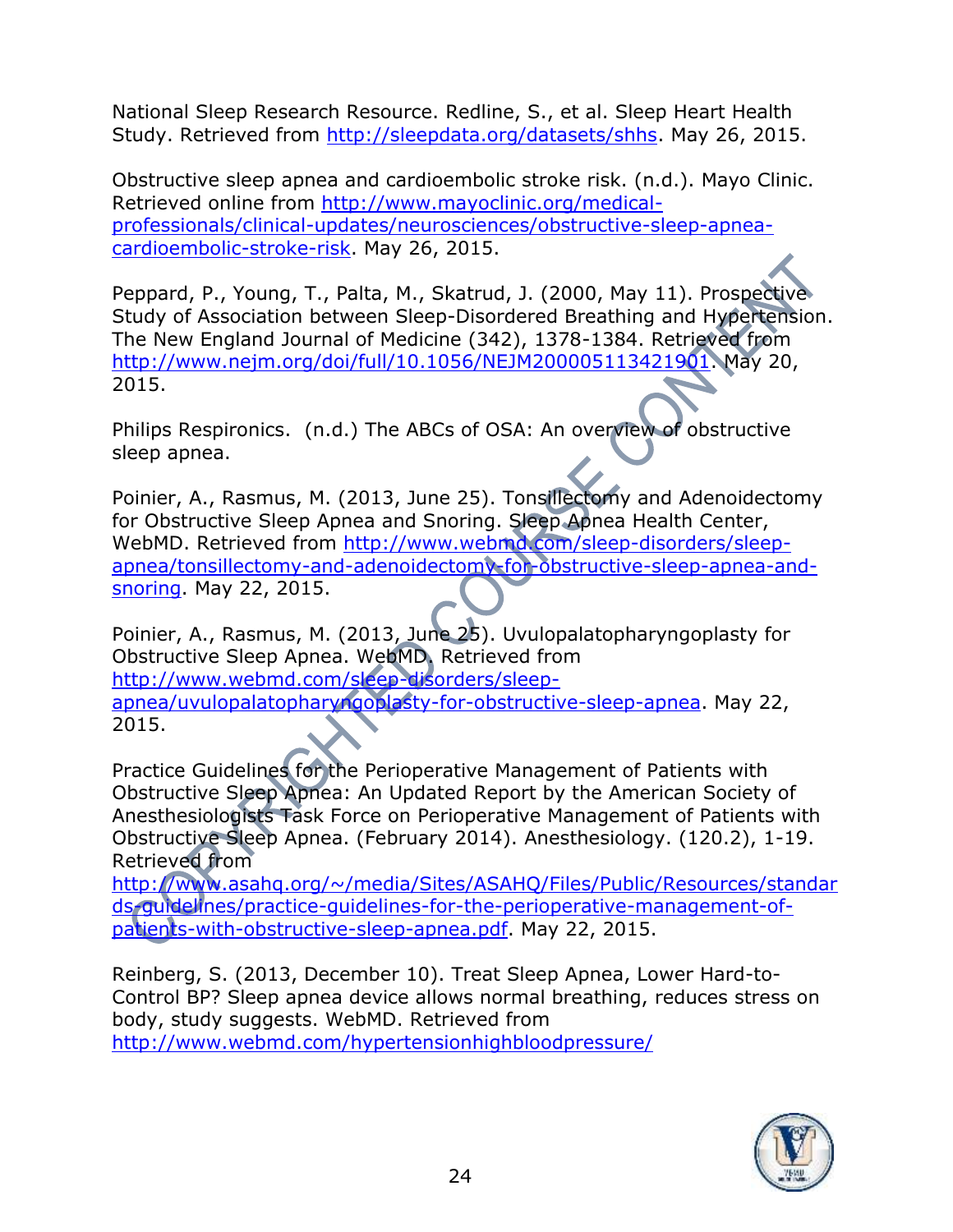National Sleep Research Resource. Redline, S., et al. Sleep Heart Health Study. Retrieved from http://sleepdata.org/datasets/shhs. May 26, 2015.

Obstructive sleep apnea and cardioembolic stroke risk. (n.d.). Mayo Clinic. Retrieved online from http://www.mayoclinic.org/medical-professionals/clinical-updates/neurosciences/obstructive-sleep-apnea-cardioembolic-stroke-risk. May 26, 2015.

Peppard, P., Young, T., Palta, M., Skatrud, J. (2000, May 11). Prospective Study of Association between Sleep-Disordered Breathing and Hypertension. The New England Journal of Medicine (342), 1378-1384. Retrieved from http://www.nejm.org/doi/full/10.1056/NEJM200005113421901. May 20, 2015.

Philips Respironics. (n.d.) The ABCs of OSA: An overview of obstructive sleep apnea.

Poinier, A., Rasmus, M. (2013, June 25). Tonsillectomy and Adenoidectomy for Obstructive Sleep Apnea and Snoring. Sleep Apnea Health Center, WebMD. Retrieved from http://www.webmd.com/sleep-disorders/sleep-apnea/tonsillectomy-and-adenoidectomy-for-obstructive-sleep-apnea-and-snoring. May 22, 2015.

Poinier, A., Rasmus, M. (2013, June 25). Uvulopalatopharyngoplasty for Obstructive Sleep Apnea. WebMD. Retrieved from http://www.webmd.com/sleep-disorders/sleep-apnea/uvulopalatopharyngoplasty-for-obstructive-sleep-apnea. May 22, 2015.

Practice Guidelines for the Perioperative Management of Patients with Obstructive Sleep Apnea: An Updated Report by the American Society of Anesthesiologists Task Force on Perioperative Management of Patients with Obstructive Sleep Apnea. (February 2014). Anesthesiology. (120.2), 1-19. Retrieved from http://www.asahq.org/~/media/Sites/ASAHQ/Files/Public/Resources/standards-guidelines/practice-guidelines-for-the-perioperative-management-of-patients-with-obstructive-sleep-apnea.pdf. May 22, 2015.

Reinberg, S. (2013, December 10). Treat Sleep Apnea, Lower Hard-to-Control BP? Sleep apnea device allows normal breathing, reduces stress on body, study suggests. WebMD. Retrieved from http://www.webmd.com/hypertensionhighbloodpressure/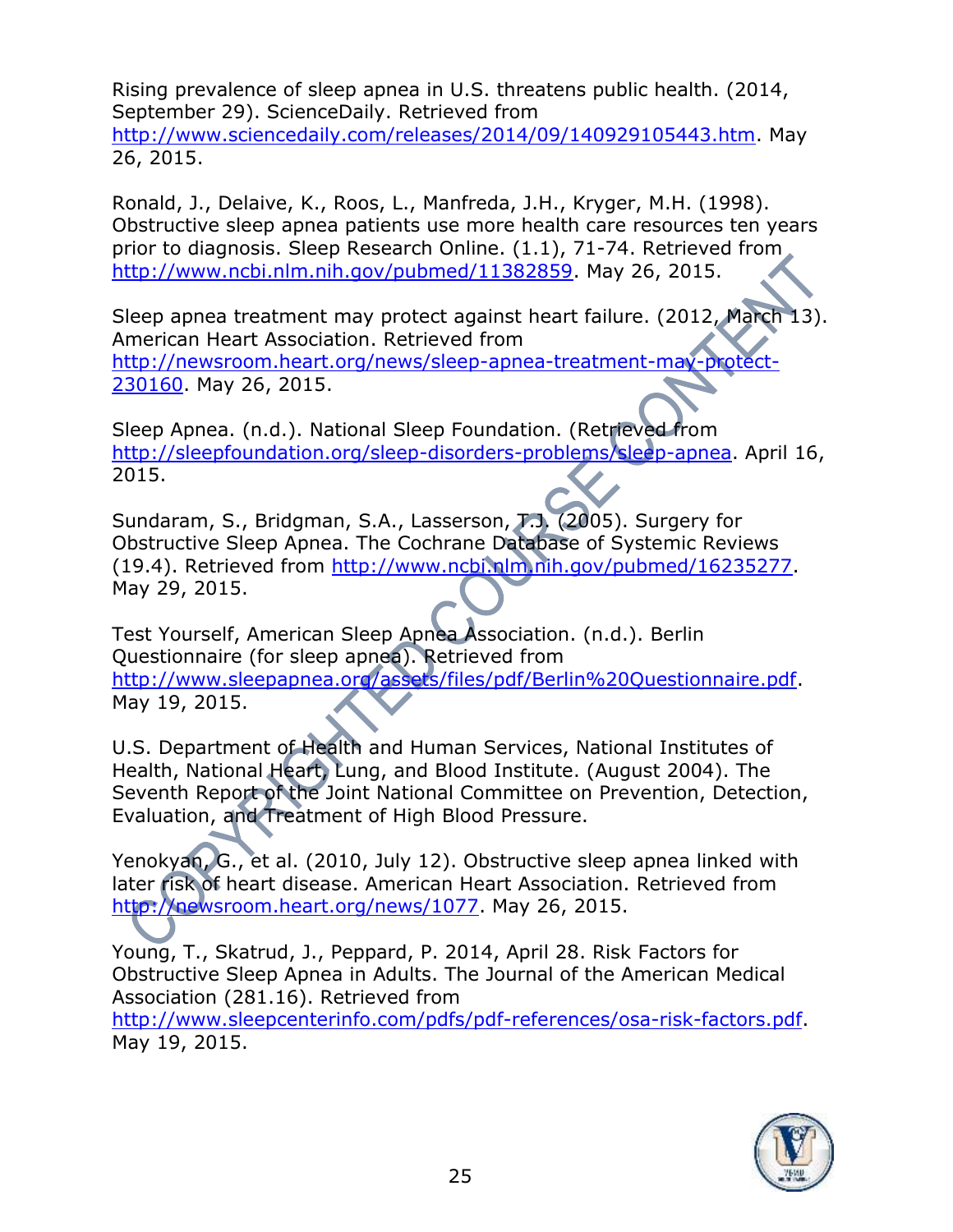Rising prevalence of sleep apnea in U.S. threatens public health. (2014, September 29). ScienceDaily. Retrieved from http://www.sciencedaily.com/releases/2014/09/140929105443.htm. May 26, 2015.

Ronald, J., Delaive, K., Roos, L., Manfreda, J.H., Kryger, M.H. (1998). Obstructive sleep apnea patients use more health care resources ten years prior to diagnosis. Sleep Research Online. (1.1), 71-74. Retrieved from http://www.ncbi.nlm.nih.gov/pubmed/11382859. May 26, 2015.

Sleep apnea treatment may protect against heart failure. (2012, March 13). American Heart Association. Retrieved from http://newsroom.heart.org/news/sleep-apnea-treatment-may-protect-230160. May 26, 2015.

Sleep Apnea. (n.d.). National Sleep Foundation. (Retrieved from http://sleepfoundation.org/sleep-disorders-problems/sleep-apnea. April 16, 2015.

Sundaram, S., Bridgman, S.A., Lasserson, T.J. (2005). Surgery for Obstructive Sleep Apnea. The Cochrane Database of Systemic Reviews (19.4). Retrieved from http://www.ncbi.nlm.nih.gov/pubmed/16235277. May 29, 2015.

Test Yourself, American Sleep Apnea Association. (n.d.). Berlin Questionnaire (for sleep apnea). Retrieved from http://www.sleepapnea.org/assets/files/pdf/Berlin%20Questionnaire.pdf. May 19, 2015.

U.S. Department of Health and Human Services, National Institutes of Health, National Heart, Lung, and Blood Institute. (August 2004). The Seventh Report of the Joint National Committee on Prevention, Detection, Evaluation, and Treatment of High Blood Pressure.

Yenokyan, G., et al. (2010, July 12). Obstructive sleep apnea linked with later risk of heart disease. American Heart Association. Retrieved from http://newsroom.heart.org/news/1077. May 26, 2015.

Young, T., Skatrud, J., Peppard, P. 2014, April 28. Risk Factors for Obstructive Sleep Apnea in Adults. The Journal of the American Medical Association (281.16). Retrieved from http://www.sleepcenterinfo.com/pdfs/pdf-references/osa-risk-factors.pdf. May 19, 2015.